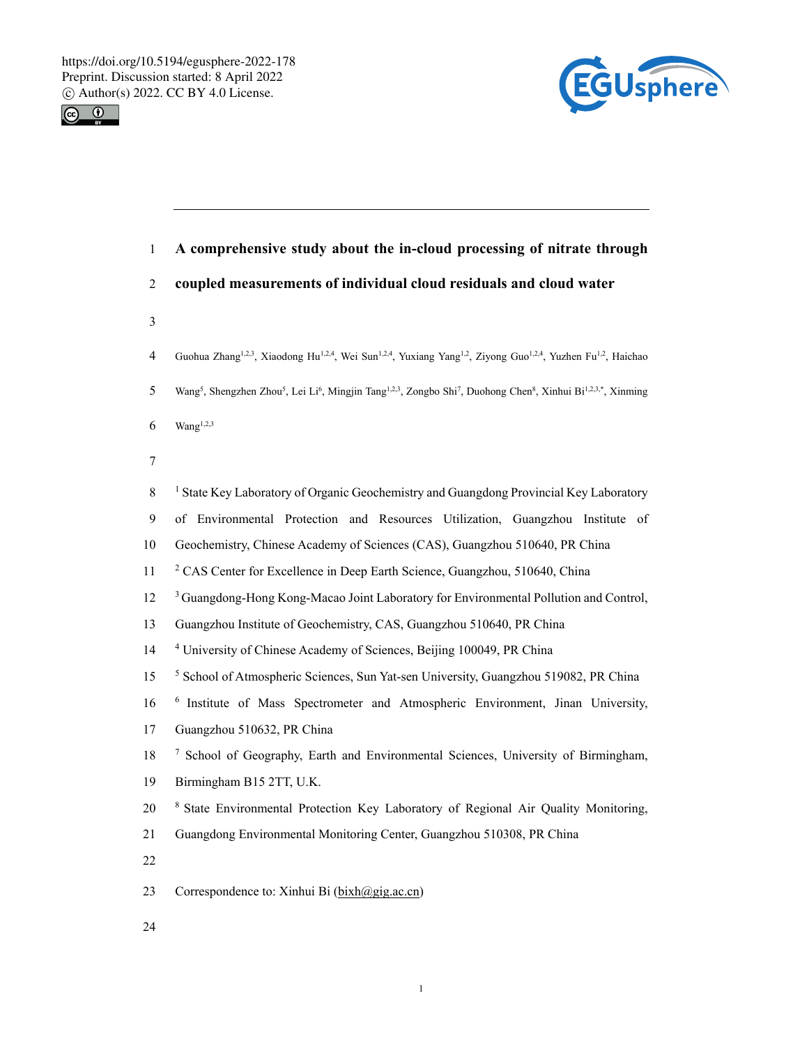# A comprehensive study about the in-cloud processing of nitrate through coupled measurements of individual cloud residuals and cloud water

Guohua Zhang[1,2,3], Xiaodong Hu[1,2,4], Wei Sun[1,2,4], Yuxiang Yang[1,2], Ziyong Guo[1,2,4], Yuzhen Fu[1,2], Haichao Wang[5], Shengzhen Zhou[5], Lei Li[6], Mingjin Tang[1,2,3], Zongbo Shi[7], Duohong Chen[8], Xinhui Bi[1,2,3,*], Xinming Wang[1,2,3]

[1] State Key Laboratory of Organic Geochemistry and Guangdong Provincial Key Laboratory of Environmental Protection and Resources Utilization, Guangzhou Institute of Geochemistry, Chinese Academy of Sciences (CAS), Guangzhou 510640, PR China

[2] CAS Center for Excellence in Deep Earth Science, Guangzhou, 510640, China

[3] Guangdong-Hong Kong-Macao Joint Laboratory for Environmental Pollution and Control, Guangzhou Institute of Geochemistry, CAS, Guangzhou 510640, PR China

[4] University of Chinese Academy of Sciences, Beijing 100049, PR China

[5] School of Atmospheric Sciences, Sun Yat-sen University, Guangzhou 519082, PR China

[6] Institute of Mass Spectrometer and Atmospheric Environment, Jinan University, Guangzhou 510632, PR China

[7] School of Geography, Earth and Environmental Sciences, University of Birmingham, Birmingham B15 2TT, U.K.

[8] State Environmental Protection Key Laboratory of Regional Air Quality Monitoring, Guangdong Environmental Monitoring Center, Guangzhou 510308, PR China

Correspondence to: Xinhui Bi (bixh@gig.ac.cn)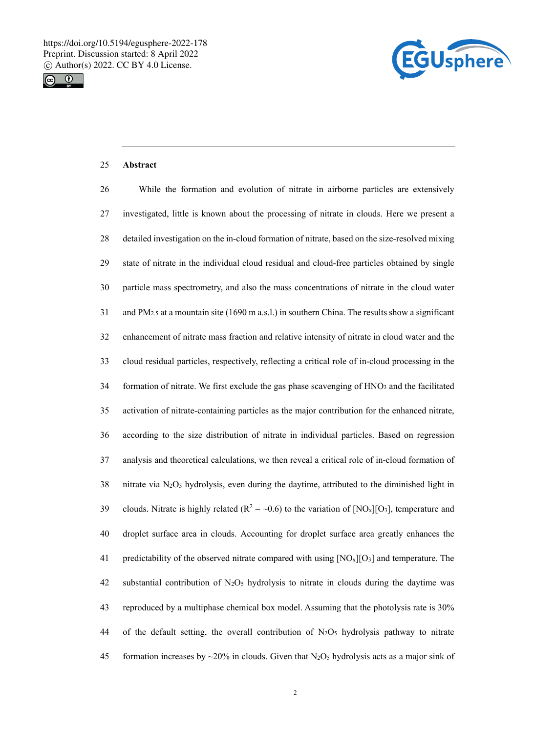## Abstract

While the formation and evolution of nitrate in airborne particles are extensively investigated, little is known about the processing of nitrate in clouds. Here we present a detailed investigation on the in-cloud formation of nitrate, based on the size-resolved mixing state of nitrate in the individual cloud residual and cloud-free particles obtained by single particle mass spectrometry, and also the mass concentrations of nitrate in the cloud water and $PM_{2.5}$ at a mountain site (1690 m a.s.l.) in southern China. The results show a significant enhancement of nitrate mass fraction and relative intensity of nitrate in cloud water and the cloud residual particles, respectively, reflecting a critical role of in-cloud processing in the formation of nitrate. We first exclude the gas phase scavenging of $HNO_3$ and the facilitated activation of nitrate-containing particles as the major contribution for the enhanced nitrate, according to the size distribution of nitrate in individual particles. Based on regression analysis and theoretical calculations, we then reveal a critical role of in-cloud formation of nitrate via $N_2O_5$ hydrolysis, even during the daytime, attributed to the diminished light in clouds. Nitrate is highly related ($R^2$ = ~0.6) to the variation of $[NO_x][O_3]$, temperature and droplet surface area in clouds. Accounting for droplet surface area greatly enhances the predictability of the observed nitrate compared with using $[NO_x][O_3]$ and temperature. The substantial contribution of $N_2O_5$ hydrolysis to nitrate in clouds during the daytime was reproduced by a multiphase chemical box model. Assuming that the photolysis rate is 30% of the default setting, the overall contribution of $N_2O_5$ hydrolysis pathway to nitrate formation increases by ~20% in clouds. Given that $N_2O_5$ hydrolysis acts as a major sink of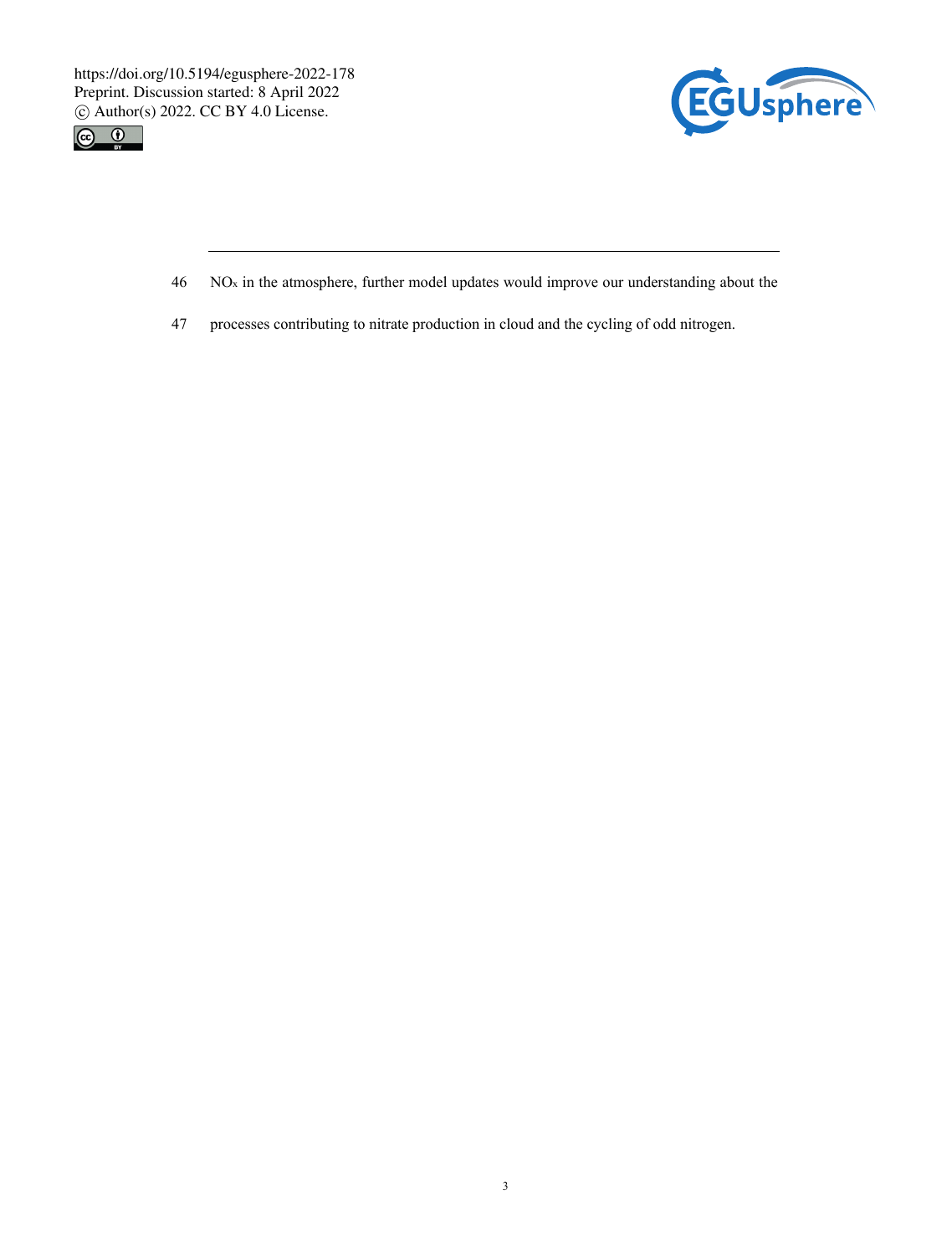$NO_x$ in the atmosphere, further model updates would improve our understanding about the processes contributing to nitrate production in cloud and the cycling of odd nitrogen.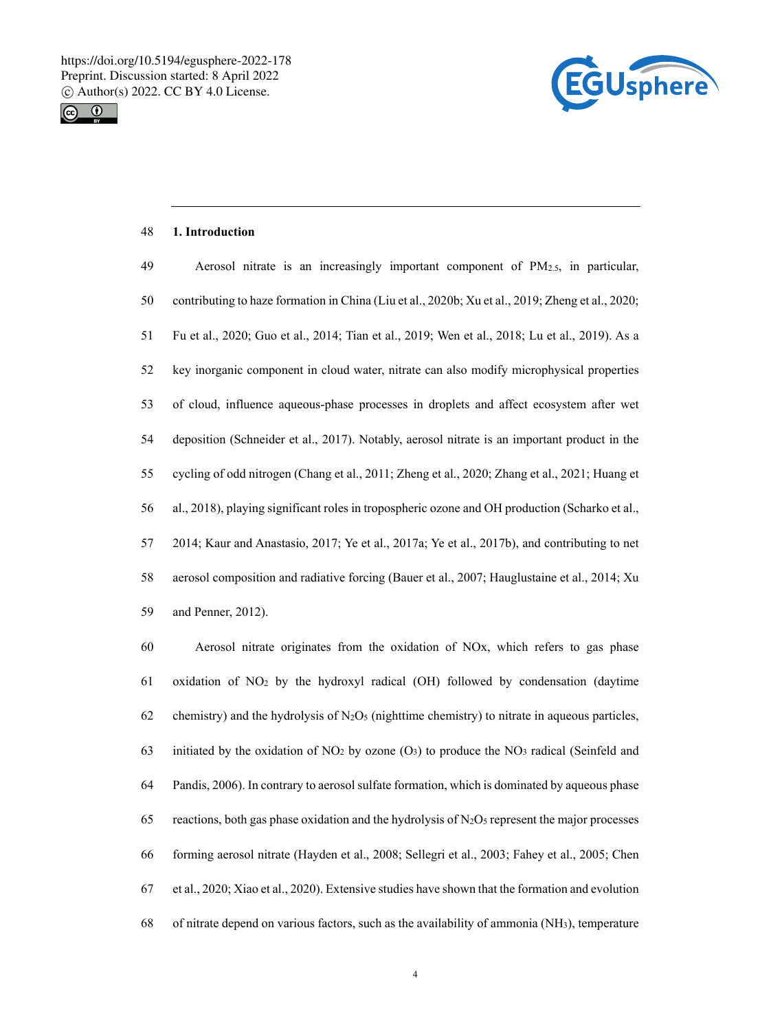## 1. Introduction

Aerosol nitrate is an increasingly important component of $PM_{2.5}$, in particular, contributing to haze formation in China (Liu et al., 2020b; Xu et al., 2019; Zheng et al., 2020; Fu et al., 2020; Guo et al., 2014; Tian et al., 2019; Wen et al., 2018; Lu et al., 2019). As a key inorganic component in cloud water, nitrate can also modify microphysical properties of cloud, influence aqueous-phase processes in droplets and affect ecosystem after wet deposition (Schneider et al., 2017). Notably, aerosol nitrate is an important product in the cycling of odd nitrogen (Chang et al., 2011; Zheng et al., 2020; Zhang et al., 2021; Huang et al., 2018), playing significant roles in tropospheric ozone and OH production (Scharko et al., 2014; Kaur and Anastasio, 2017; Ye et al., 2017a; Ye et al., 2017b), and contributing to net aerosol composition and radiative forcing (Bauer et al., 2007; Hauglustaine et al., 2014; Xu and Penner, 2012).

Aerosol nitrate originates from the oxidation of NOx, which refers to gas phase oxidation of $NO_2$ by the hydroxyl radical (OH) followed by condensation (daytime chemistry) and the hydrolysis of $N_2O_5$ (nighttime chemistry) to nitrate in aqueous particles, initiated by the oxidation of $NO_2$ by ozone ($O_3$) to produce the $NO_3$ radical (Seinfeld and Pandis, 2006). In contrary to aerosol sulfate formation, which is dominated by aqueous phase reactions, both gas phase oxidation and the hydrolysis of $N_2O_5$ represent the major processes forming aerosol nitrate (Hayden et al., 2008; Sellegri et al., 2003; Fahey et al., 2005; Chen et al., 2020; Xiao et al., 2020). Extensive studies have shown that the formation and evolution of nitrate depend on various factors, such as the availability of ammonia ($NH_3$), temperature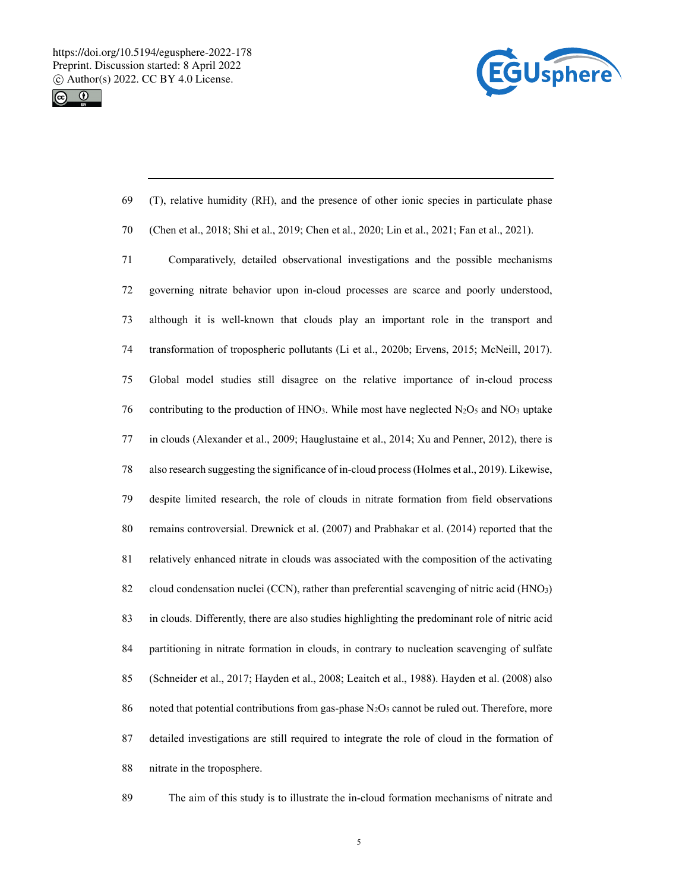(T), relative humidity (RH), and the presence of other ionic species in particulate phase (Chen et al., 2018; Shi et al., 2019; Chen et al., 2020; Lin et al., 2021; Fan et al., 2021).

Comparatively, detailed observational investigations and the possible mechanisms governing nitrate behavior upon in-cloud processes are scarce and poorly understood, although it is well-known that clouds play an important role in the transport and transformation of tropospheric pollutants (Li et al., 2020b; Ervens, 2015; McNeill, 2017). Global model studies still disagree on the relative importance of in-cloud process contributing to the production of $HNO_3$. While most have neglected $N_2O_5$ and $NO_3$ uptake in clouds (Alexander et al., 2009; Hauglustaine et al., 2014; Xu and Penner, 2012), there is also research suggesting the significance of in-cloud process (Holmes et al., 2019). Likewise, despite limited research, the role of clouds in nitrate formation from field observations remains controversial. Drewnick et al. (2007) and Prabhakar et al. (2014) reported that the relatively enhanced nitrate in clouds was associated with the composition of the activating cloud condensation nuclei (CCN), rather than preferential scavenging of nitric acid ($HNO_3$) in clouds. Differently, there are also studies highlighting the predominant role of nitric acid partitioning in nitrate formation in clouds, in contrary to nucleation scavenging of sulfate (Schneider et al., 2017; Hayden et al., 2008; Leaitch et al., 1988). Hayden et al. (2008) also noted that potential contributions from gas-phase $N_2O_5$ cannot be ruled out. Therefore, more detailed investigations are still required to integrate the role of cloud in the formation of nitrate in the troposphere.

The aim of this study is to illustrate the in-cloud formation mechanisms of nitrate and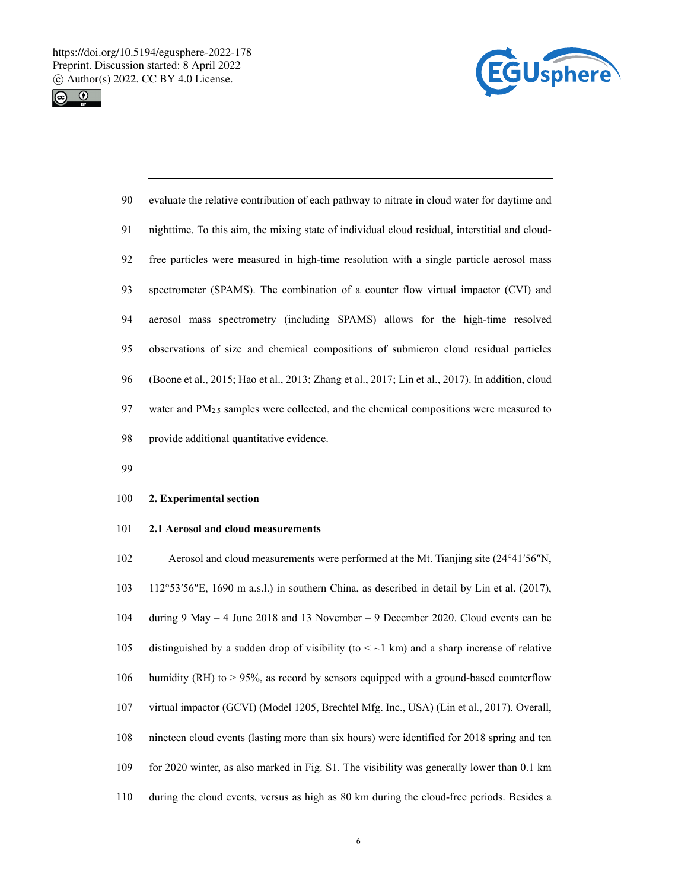evaluate the relative contribution of each pathway to nitrate in cloud water for daytime and nighttime. To this aim, the mixing state of individual cloud residual, interstitial and cloud-free particles were measured in high-time resolution with a single particle aerosol mass spectrometer (SPAMS). The combination of a counter flow virtual impactor (CVI) and aerosol mass spectrometry (including SPAMS) allows for the high-time resolved observations of size and chemical compositions of submicron cloud residual particles (Boone et al., 2015; Hao et al., 2013; Zhang et al., 2017; Lin et al., 2017). In addition, cloud water and $PM_{2.5}$ samples were collected, and the chemical compositions were measured to provide additional quantitative evidence.

## 2. Experimental section

### 2.1 Aerosol and cloud measurements

Aerosol and cloud measurements were performed at the Mt. Tianjing site (24°41′56″N, 112°53′56″E, 1690 m a.s.l.) in southern China, as described in detail by Lin et al. (2017), during 9 May – 4 June 2018 and 13 November – 9 December 2020. Cloud events can be distinguished by a sudden drop of visibility (to < ~1 km) and a sharp increase of relative humidity (RH) to > 95%, as record by sensors equipped with a ground-based counterflow virtual impactor (GCVI) (Model 1205, Brechtel Mfg. Inc., USA) (Lin et al., 2017). Overall, nineteen cloud events (lasting more than six hours) were identified for 2018 spring and ten for 2020 winter, as also marked in Fig. S1. The visibility was generally lower than 0.1 km during the cloud events, versus as high as 80 km during the cloud-free periods. Besides a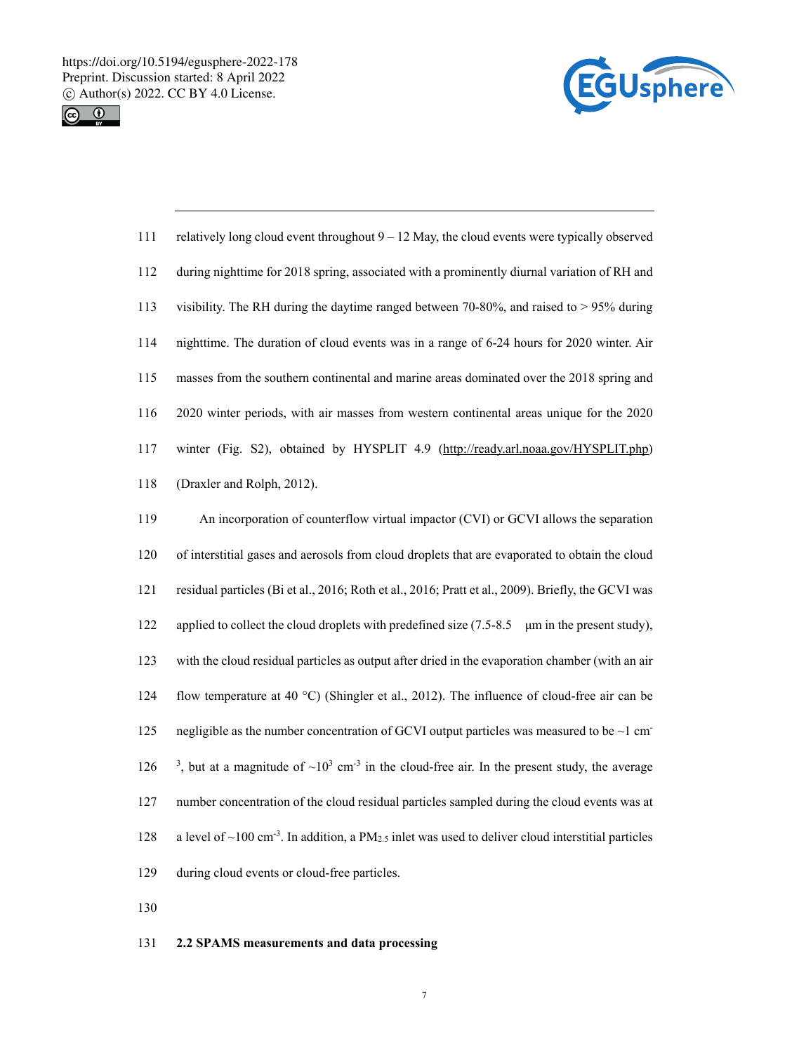relatively long cloud event throughout 9 – 12 May, the cloud events were typically observed during nighttime for 2018 spring, associated with a prominently diurnal variation of RH and visibility. The RH during the daytime ranged between 70-80%, and raised to > 95% during nighttime. The duration of cloud events was in a range of 6-24 hours for 2020 winter. Air masses from the southern continental and marine areas dominated over the 2018 spring and 2020 winter periods, with air masses from western continental areas unique for the 2020 winter (Fig. S2), obtained by HYSPLIT 4.9 (http://ready.arl.noaa.gov/HYSPLIT.php) (Draxler and Rolph, 2012).

An incorporation of counterflow virtual impactor (CVI) or GCVI allows the separation of interstitial gases and aerosols from cloud droplets that are evaporated to obtain the cloud residual particles (Bi et al., 2016; Roth et al., 2016; Pratt et al., 2009). Briefly, the GCVI was applied to collect the cloud droplets with predefined size (7.5-8.5 μm in the present study), with the cloud residual particles as output after dried in the evaporation chamber (with an air flow temperature at 40 °C) (Shingler et al., 2012). The influence of cloud-free air can be negligible as the number concentration of GCVI output particles was measured to be ~1 $cm^{-3}$, but at a magnitude of ~$10^3$ $cm^{-3}$ in the cloud-free air. In the present study, the average number concentration of the cloud residual particles sampled during the cloud events was at a level of ~100 $cm^{-3}$. In addition, a $PM_{2.5}$ inlet was used to deliver cloud interstitial particles during cloud events or cloud-free particles.

### 2.2 SPAMS measurements and data processing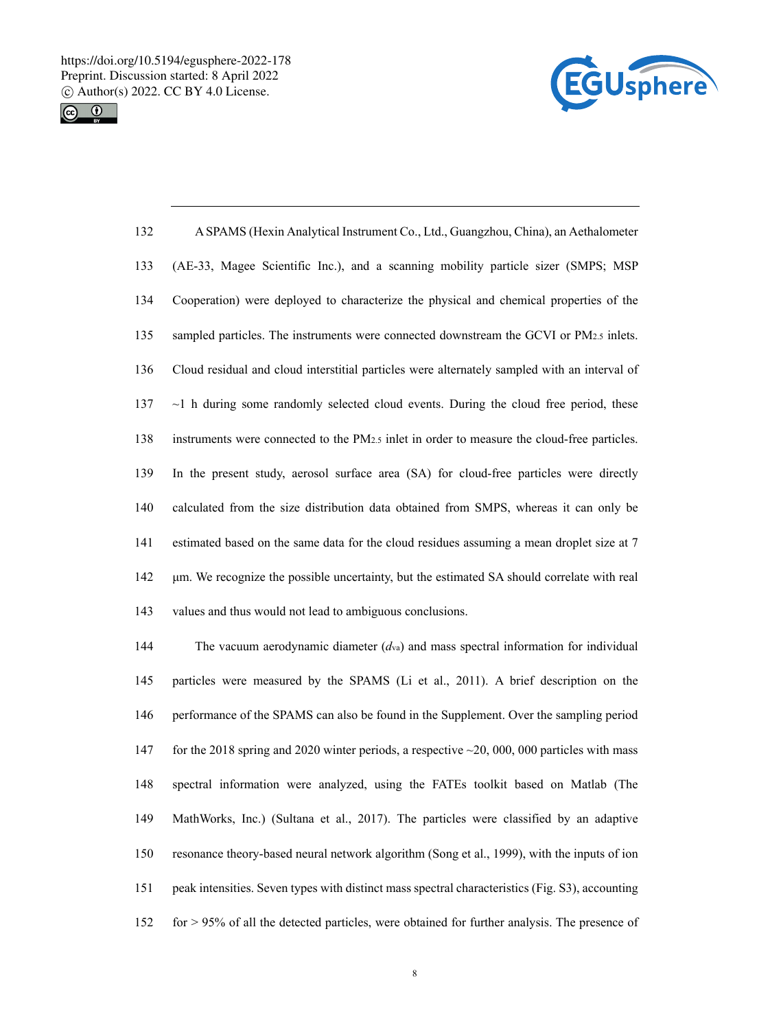A SPAMS (Hexin Analytical Instrument Co., Ltd., Guangzhou, China), an Aethalometer (AE-33, Magee Scientific Inc.), and a scanning mobility particle sizer (SMPS; MSP Cooperation) were deployed to characterize the physical and chemical properties of the sampled particles. The instruments were connected downstream the GCVI or $PM_{2.5}$ inlets. Cloud residual and cloud interstitial particles were alternately sampled with an interval of ~1 h during some randomly selected cloud events. During the cloud free period, these instruments were connected to the $PM_{2.5}$ inlet in order to measure the cloud-free particles. In the present study, aerosol surface area (SA) for cloud-free particles were directly calculated from the size distribution data obtained from SMPS, whereas it can only be estimated based on the same data for the cloud residues assuming a mean droplet size at 7 μm. We recognize the possible uncertainty, but the estimated SA should correlate with real values and thus would not lead to ambiguous conclusions.

The vacuum aerodynamic diameter ($d_{va}$) and mass spectral information for individual particles were measured by the SPAMS (Li et al., 2011). A brief description on the performance of the SPAMS can also be found in the Supplement. Over the sampling period for the 2018 spring and 2020 winter periods, a respective ~20, 000, 000 particles with mass spectral information were analyzed, using the FATEs toolkit based on Matlab (The MathWorks, Inc.) (Sultana et al., 2017). The particles were classified by an adaptive resonance theory-based neural network algorithm (Song et al., 1999), with the inputs of ion peak intensities. Seven types with distinct mass spectral characteristics (Fig. S3), accounting for > 95% of all the detected particles, were obtained for further analysis. The presence of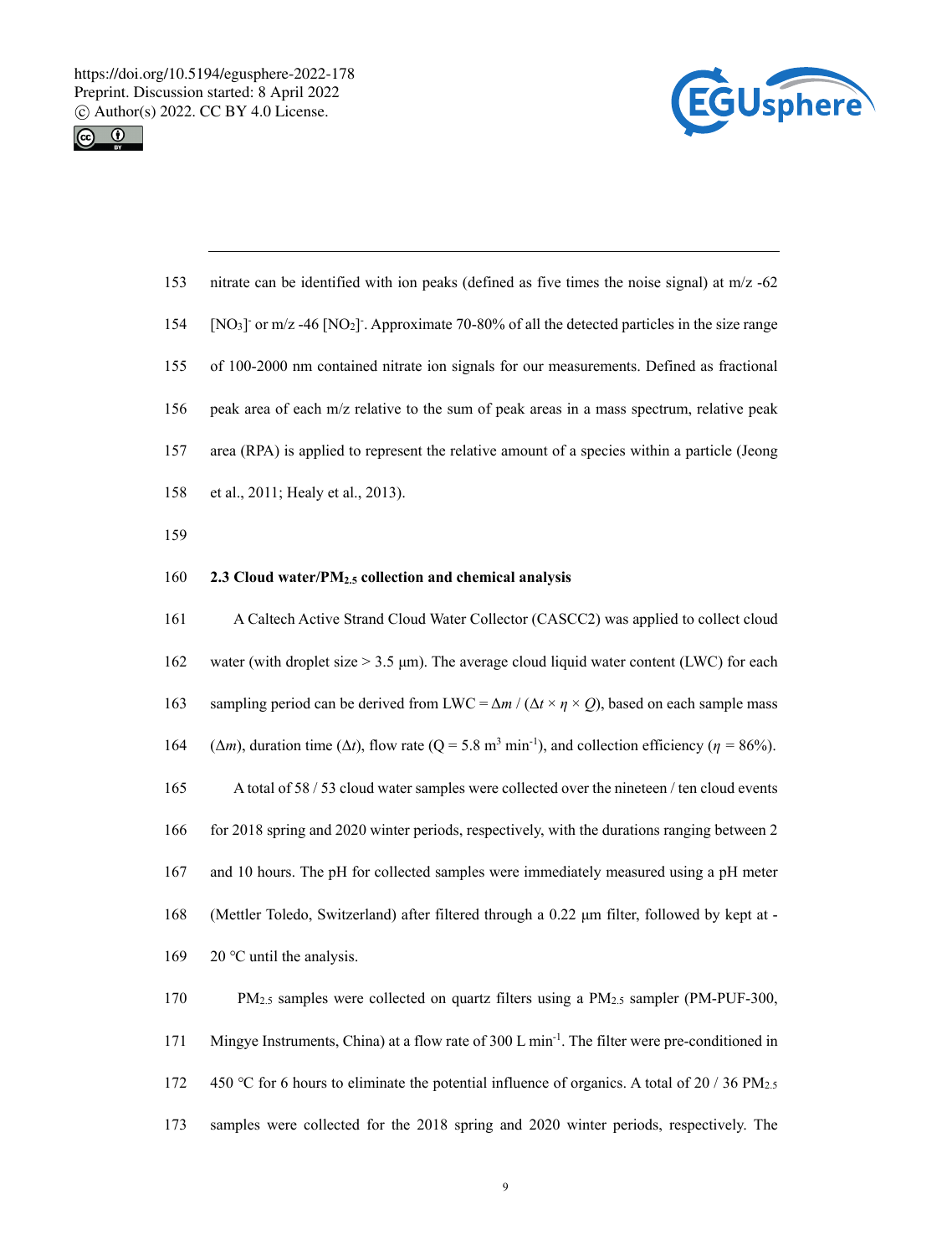nitrate can be identified with ion peaks (defined as five times the noise signal) at m/z -62 $[NO_3]^-$ or m/z -46 $[NO_2]^-$. Approximate 70-80% of all the detected particles in the size range of 100-2000 nm contained nitrate ion signals for our measurements. Defined as fractional peak area of each m/z relative to the sum of peak areas in a mass spectrum, relative peak area (RPA) is applied to represent the relative amount of a species within a particle (Jeong et al., 2011; Healy et al., 2013).

### 2.3 Cloud water/$PM_{2.5}$ collection and chemical analysis

A Caltech Active Strand Cloud Water Collector (CASCC2) was applied to collect cloud water (with droplet size > 3.5 μm). The average cloud liquid water content (LWC) for each sampling period can be derived from LWC = $\Delta m$ / ($\Delta t \times \eta \times Q$), based on each sample mass ($\Delta m$), duration time ($\Delta t$), flow rate (Q = 5.8 $m^3$ $min^{-1}$), and collection efficiency ($\eta$ = 86%).

A total of 58 / 53 cloud water samples were collected over the nineteen / ten cloud events for 2018 spring and 2020 winter periods, respectively, with the durations ranging between 2 and 10 hours. The pH for collected samples were immediately measured using a pH meter (Mettler Toledo, Switzerland) after filtered through a 0.22 μm filter, followed by kept at -20 ℃ until the analysis.

$PM_{2.5}$ samples were collected on quartz filters using a $PM_{2.5}$ sampler (PM-PUF-300, Mingye Instruments, China) at a flow rate of 300 L $min^{-1}$. The filter were pre-conditioned in 450 ℃ for 6 hours to eliminate the potential influence of organics. A total of 20 / 36 $PM_{2.5}$ samples were collected for the 2018 spring and 2020 winter periods, respectively. The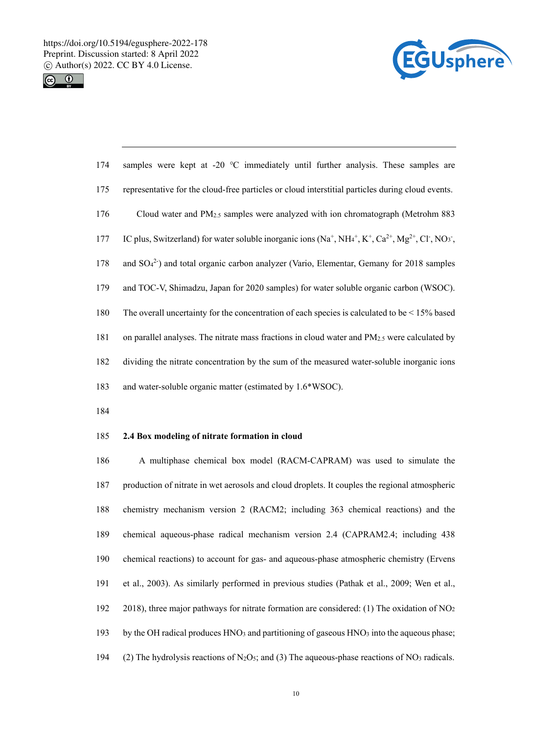samples were kept at -20 ℃ immediately until further analysis. These samples are representative for the cloud-free particles or cloud interstitial particles during cloud events.

Cloud water and $PM_{2.5}$ samples were analyzed with ion chromatograph (Metrohm 883 IC plus, Switzerland) for water soluble inorganic ions ($Na^+$, $NH_4^+$, $K^+$, $Ca^{2+}$, $Mg^{2+}$, $Cl^-$, $NO_3^-$, and $SO_4^{2-}$) and total organic carbon analyzer (Vario, Elementar, Gemany for 2018 samples and TOC-V, Shimadzu, Japan for 2020 samples) for water soluble organic carbon (WSOC). The overall uncertainty for the concentration of each species is calculated to be < 15% based on parallel analyses. The nitrate mass fractions in cloud water and $PM_{2.5}$ were calculated by dividing the nitrate concentration by the sum of the measured water-soluble inorganic ions and water-soluble organic matter (estimated by 1.6*WSOC).

### 2.4 Box modeling of nitrate formation in cloud

A multiphase chemical box model (RACM-CAPRAM) was used to simulate the production of nitrate in wet aerosols and cloud droplets. It couples the regional atmospheric chemistry mechanism version 2 (RACM2; including 363 chemical reactions) and the chemical aqueous-phase radical mechanism version 2.4 (CAPRAM2.4; including 438 chemical reactions) to account for gas- and aqueous-phase atmospheric chemistry (Ervens et al., 2003). As similarly performed in previous studies (Pathak et al., 2009; Wen et al., 2018), three major pathways for nitrate formation are considered: (1) The oxidation of $NO_2$ by the OH radical produces $HNO_3$ and partitioning of gaseous $HNO_3$ into the aqueous phase; (2) The hydrolysis reactions of $N_2O_5$; and (3) The aqueous-phase reactions of $NO_3$ radicals.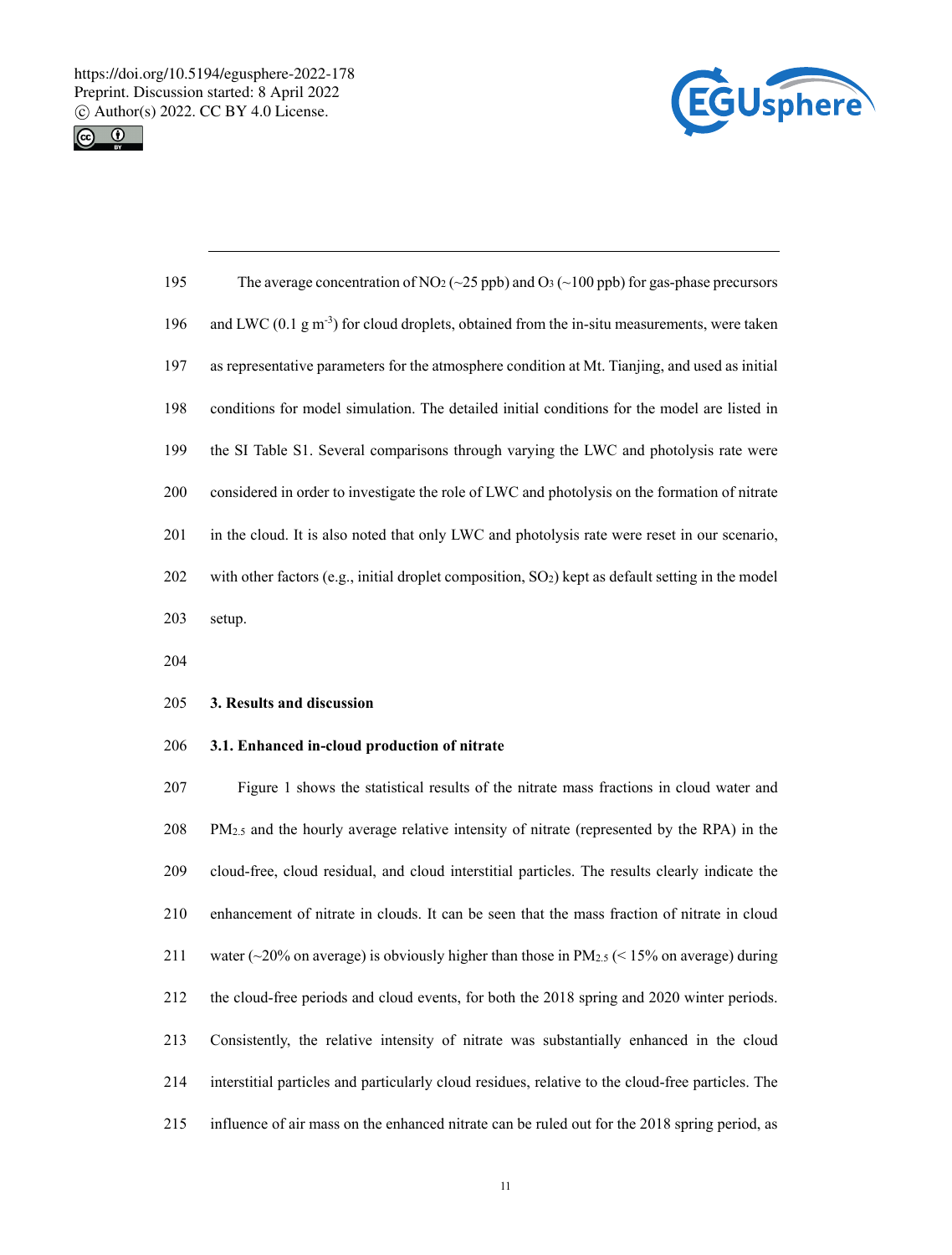The average concentration of $NO_2$ (~25 ppb) and $O_3$ (~100 ppb) for gas-phase precursors and LWC (0.1 g $m^{-3}$) for cloud droplets, obtained from the in-situ measurements, were taken as representative parameters for the atmosphere condition at Mt. Tianjing, and used as initial conditions for model simulation. The detailed initial conditions for the model are listed in the SI Table S1. Several comparisons through varying the LWC and photolysis rate were considered in order to investigate the role of LWC and photolysis on the formation of nitrate in the cloud. It is also noted that only LWC and photolysis rate were reset in our scenario, with other factors (e.g., initial droplet composition, $SO_2$) kept as default setting in the model setup.

## 3. Results and discussion

### 3.1. Enhanced in-cloud production of nitrate

Figure 1 shows the statistical results of the nitrate mass fractions in cloud water and $PM_{2.5}$ and the hourly average relative intensity of nitrate (represented by the RPA) in the cloud-free, cloud residual, and cloud interstitial particles. The results clearly indicate the enhancement of nitrate in clouds. It can be seen that the mass fraction of nitrate in cloud water (~20% on average) is obviously higher than those in $PM_{2.5}$ (< 15% on average) during the cloud-free periods and cloud events, for both the 2018 spring and 2020 winter periods. Consistently, the relative intensity of nitrate was substantially enhanced in the cloud interstitial particles and particularly cloud residues, relative to the cloud-free particles. The influence of air mass on the enhanced nitrate can be ruled out for the 2018 spring period, as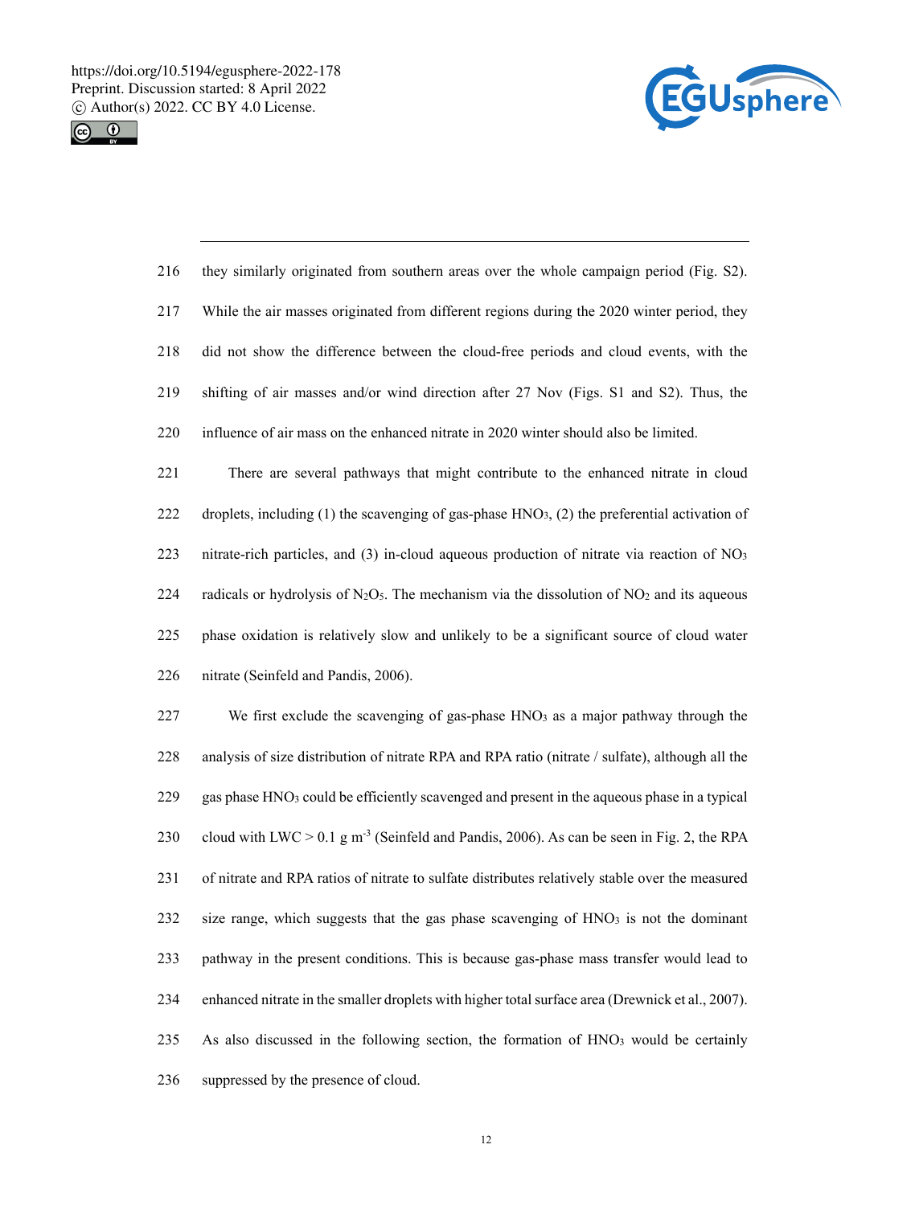they similarly originated from southern areas over the whole campaign period (Fig. S2). While the air masses originated from different regions during the 2020 winter period, they did not show the difference between the cloud-free periods and cloud events, with the shifting of air masses and/or wind direction after 27 Nov (Figs. S1 and S2). Thus, the influence of air mass on the enhanced nitrate in 2020 winter should also be limited.

There are several pathways that might contribute to the enhanced nitrate in cloud droplets, including (1) the scavenging of gas-phase $HNO_3$, (2) the preferential activation of nitrate-rich particles, and (3) in-cloud aqueous production of nitrate via reaction of $NO_3$ radicals or hydrolysis of $N_2O_5$. The mechanism via the dissolution of $NO_2$ and its aqueous phase oxidation is relatively slow and unlikely to be a significant source of cloud water nitrate (Seinfeld and Pandis, 2006).

We first exclude the scavenging of gas-phase $HNO_3$ as a major pathway through the analysis of size distribution of nitrate RPA and RPA ratio (nitrate / sulfate), although all the gas phase $HNO_3$ could be efficiently scavenged and present in the aqueous phase in a typical cloud with LWC > 0.1 g $m^{-3}$ (Seinfeld and Pandis, 2006). As can be seen in Fig. 2, the RPA of nitrate and RPA ratios of nitrate to sulfate distributes relatively stable over the measured size range, which suggests that the gas phase scavenging of $HNO_3$ is not the dominant pathway in the present conditions. This is because gas-phase mass transfer would lead to enhanced nitrate in the smaller droplets with higher total surface area (Drewnick et al., 2007). As also discussed in the following section, the formation of $HNO_3$ would be certainly suppressed by the presence of cloud.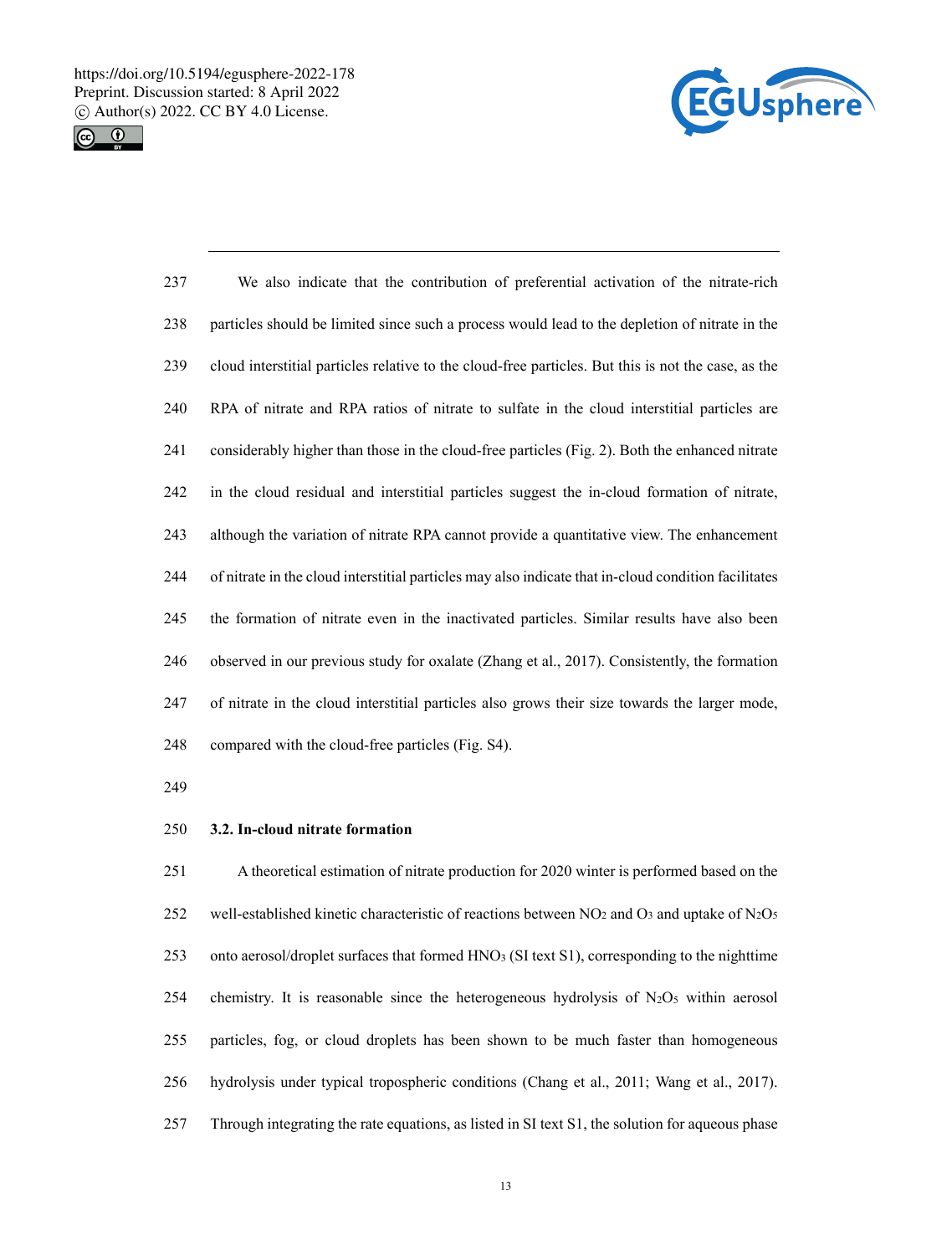We also indicate that the contribution of preferential activation of the nitrate-rich particles should be limited since such a process would lead to the depletion of nitrate in the cloud interstitial particles relative to the cloud-free particles. But this is not the case, as the RPA of nitrate and RPA ratios of nitrate to sulfate in the cloud interstitial particles are considerably higher than those in the cloud-free particles (Fig. 2). Both the enhanced nitrate in the cloud residual and interstitial particles suggest the in-cloud formation of nitrate, although the variation of nitrate RPA cannot provide a quantitative view. The enhancement of nitrate in the cloud interstitial particles may also indicate that in-cloud condition facilitates the formation of nitrate even in the inactivated particles. Similar results have also been observed in our previous study for oxalate (Zhang et al., 2017). Consistently, the formation of nitrate in the cloud interstitial particles also grows their size towards the larger mode, compared with the cloud-free particles (Fig. S4).

## 3.2. In-cloud nitrate formation

A theoretical estimation of nitrate production for 2020 winter is performed based on the well-established kinetic characteristic of reactions between $NO_2$ and $O_3$ and uptake of $N_2O_5$ onto aerosol/droplet surfaces that formed $HNO_3$ (SI text S1), corresponding to the nighttime chemistry. It is reasonable since the heterogeneous hydrolysis of $N_2O_5$ within aerosol particles, fog, or cloud droplets has been shown to be much faster than homogeneous hydrolysis under typical tropospheric conditions (Chang et al., 2011; Wang et al., 2017). Through integrating the rate equations, as listed in SI text S1, the solution for aqueous phase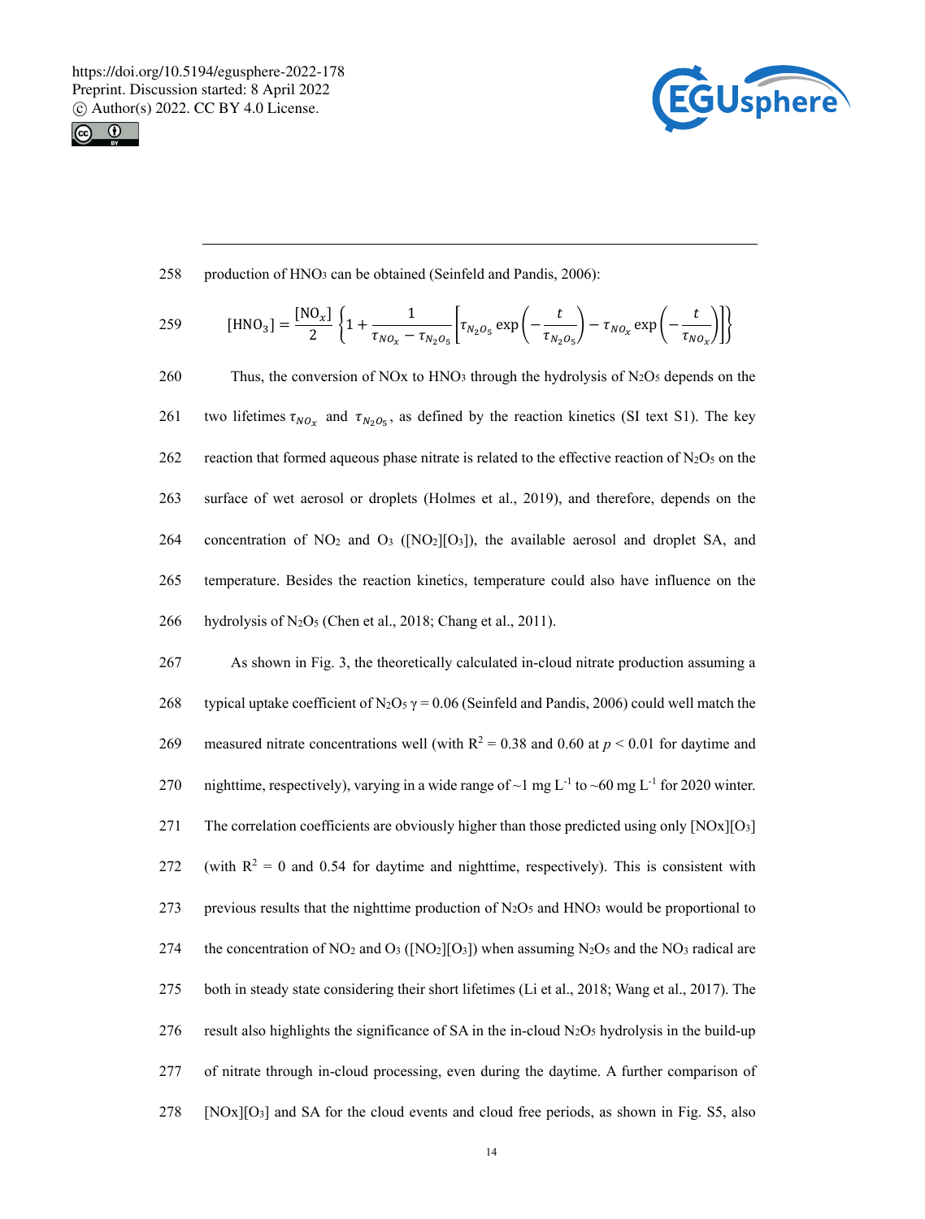production of $HNO_3$ can be obtained (Seinfeld and Pandis, 2006):

$$[\mathrm{HNO_3}] = \frac{[\mathrm{NO}_x]}{2}\left\{1 + \frac{1}{\tau_{NO_x} - \tau_{N_2O_5}}\left[\tau_{N_2O_5}\exp\left(-\frac{t}{\tau_{N_2O_5}}\right) - \tau_{NO_x}\exp\left(-\frac{t}{\tau_{NO_x}}\right)\right]\right\}$$

Thus, the conversion of NOx to $HNO_3$ through the hydrolysis of $N_2O_5$ depends on the two lifetimes $\tau_{NO_x}$ and $\tau_{N_2O_5}$, as defined by the reaction kinetics (SI text S1). The key reaction that formed aqueous phase nitrate is related to the effective reaction of $N_2O_5$ on the surface of wet aerosol or droplets (Holmes et al., 2019), and therefore, depends on the concentration of $NO_2$ and $O_3$ ($[NO_2][O_3]$), the available aerosol and droplet SA, and temperature. Besides the reaction kinetics, temperature could also have influence on the hydrolysis of $N_2O_5$ (Chen et al., 2018; Chang et al., 2011).

As shown in Fig. 3, the theoretically calculated in-cloud nitrate production assuming a typical uptake coefficient of $N_2O_5$ $\gamma = 0.06$ (Seinfeld and Pandis, 2006) could well match the measured nitrate concentrations well (with $R^2 = 0.38$ and $0.60$ at $p < 0.01$ for daytime and nighttime, respectively), varying in a wide range of ~1 mg $L^{-1}$ to ~60 mg $L^{-1}$ for 2020 winter. The correlation coefficients are obviously higher than those predicted using only $[NOx][O_3]$ (with $R^2 = 0$ and $0.54$ for daytime and nighttime, respectively). This is consistent with previous results that the nighttime production of $N_2O_5$ and $HNO_3$ would be proportional to the concentration of $NO_2$ and $O_3$ ($[NO_2][O_3]$) when assuming $N_2O_5$ and the $NO_3$ radical are both in steady state considering their short lifetimes (Li et al., 2018; Wang et al., 2017). The result also highlights the significance of SA in the in-cloud $N_2O_5$ hydrolysis in the build-up of nitrate through in-cloud processing, even during the daytime. A further comparison of $[NOx][O_3]$ and SA for the cloud events and cloud free periods, as shown in Fig. S5, also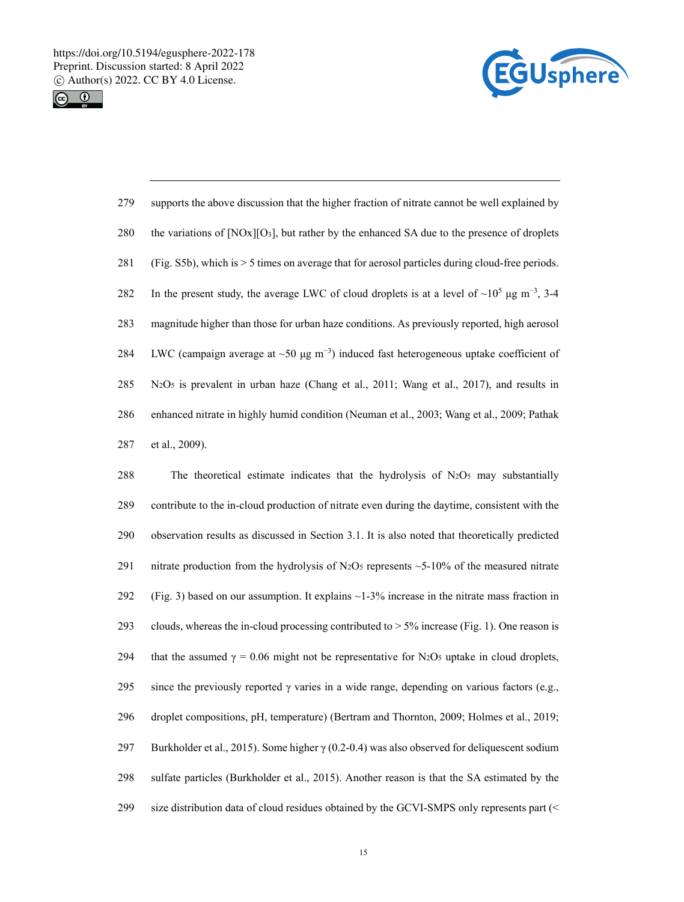supports the above discussion that the higher fraction of nitrate cannot be well explained by the variations of $[NOx][O_3]$, but rather by the enhanced SA due to the presence of droplets (Fig. S5b), which is > 5 times on average that for aerosol particles during cloud-free periods. In the present study, the average LWC of cloud droplets is at a level of ~$10^5$ μg $m^{-3}$, 3-4 magnitude higher than those for urban haze conditions. As previously reported, high aerosol LWC (campaign average at ~50 μg $m^{-3}$) induced fast heterogeneous uptake coefficient of $N_2O_5$ is prevalent in urban haze (Chang et al., 2011; Wang et al., 2017), and results in enhanced nitrate in highly humid condition (Neuman et al., 2003; Wang et al., 2009; Pathak et al., 2009).

The theoretical estimate indicates that the hydrolysis of $N_2O_5$ may substantially contribute to the in-cloud production of nitrate even during the daytime, consistent with the observation results as discussed in Section 3.1. It is also noted that theoretically predicted nitrate production from the hydrolysis of $N_2O_5$ represents ~5-10% of the measured nitrate (Fig. 3) based on our assumption. It explains ~1-3% increase in the nitrate mass fraction in clouds, whereas the in-cloud processing contributed to > 5% increase (Fig. 1). One reason is that the assumed $\gamma = 0.06$ might not be representative for $N_2O_5$ uptake in cloud droplets, since the previously reported $\gamma$ varies in a wide range, depending on various factors (e.g., droplet compositions, pH, temperature) (Bertram and Thornton, 2009; Holmes et al., 2019; Burkholder et al., 2015). Some higher $\gamma$ (0.2-0.4) was also observed for deliquescent sodium sulfate particles (Burkholder et al., 2015). Another reason is that the SA estimated by the size distribution data of cloud residues obtained by the GCVI-SMPS only represents part (<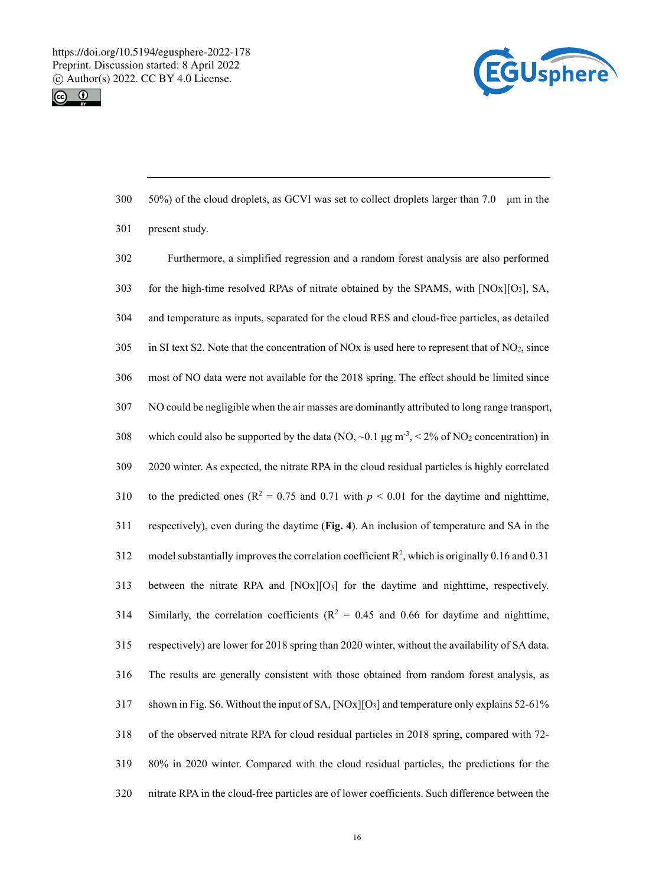50%) of the cloud droplets, as GCVI was set to collect droplets larger than 7.0 μm in the present study.

Furthermore, a simplified regression and a random forest analysis are also performed for the high-time resolved RPAs of nitrate obtained by the SPAMS, with $[NOx][O_3]$, SA, and temperature as inputs, separated for the cloud RES and cloud-free particles, as detailed in SI text S2. Note that the concentration of NOx is used here to represent that of $NO_2$, since most of NO data were not available for the 2018 spring. The effect should be limited since NO could be negligible when the air masses are dominantly attributed to long range transport, which could also be supported by the data (NO, ~0.1 μg $m^{-3}$, < 2% of $NO_2$ concentration) in 2020 winter. As expected, the nitrate RPA in the cloud residual particles is highly correlated to the predicted ones ($R^2$ = 0.75 and 0.71 with $p$ < 0.01 for the daytime and nighttime, respectively), even during the daytime (**Fig. 4**). An inclusion of temperature and SA in the model substantially improves the correlation coefficient $R^2$, which is originally 0.16 and 0.31 between the nitrate RPA and $[NOx][O_3]$ for the daytime and nighttime, respectively. Similarly, the correlation coefficients ($R^2$ = 0.45 and 0.66 for daytime and nighttime, respectively) are lower for 2018 spring than 2020 winter, without the availability of SA data. The results are generally consistent with those obtained from random forest analysis, as shown in Fig. S6. Without the input of SA, $[NOx][O_3]$ and temperature only explains 52-61% of the observed nitrate RPA for cloud residual particles in 2018 spring, compared with 72-80% in 2020 winter. Compared with the cloud residual particles, the predictions for the nitrate RPA in the cloud-free particles are of lower coefficients. Such difference between the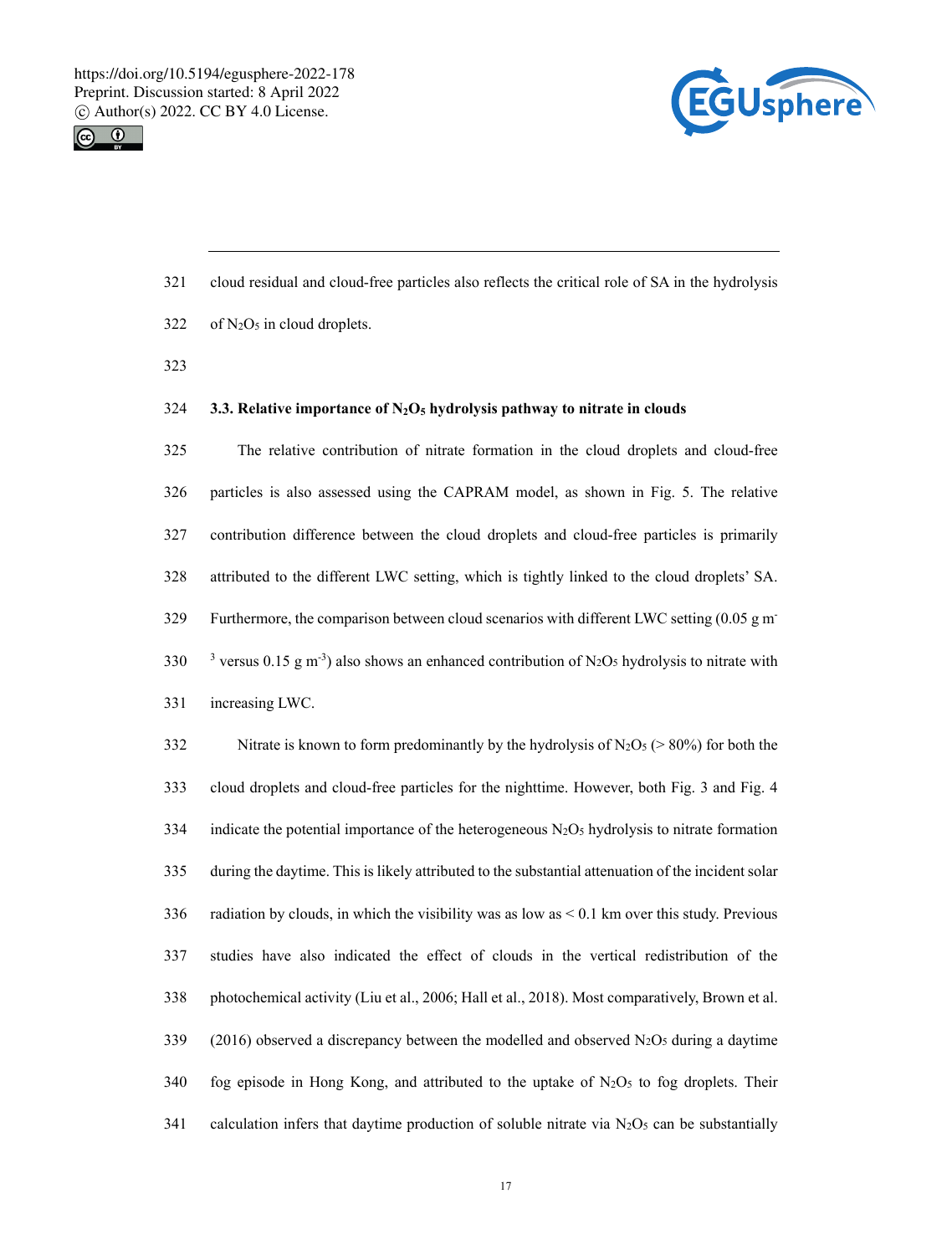cloud residual and cloud-free particles also reflects the critical role of SA in the hydrolysis of $N_2O_5$ in cloud droplets.

### 3.3. Relative importance of $N_2O_5$ hydrolysis pathway to nitrate in clouds

The relative contribution of nitrate formation in the cloud droplets and cloud-free particles is also assessed using the CAPRAM model, as shown in Fig. 5. The relative contribution difference between the cloud droplets and cloud-free particles is primarily attributed to the different LWC setting, which is tightly linked to the cloud droplets' SA. Furthermore, the comparison between cloud scenarios with different LWC setting (0.05 g $m^{-3}$ versus 0.15 g $m^{-3}$) also shows an enhanced contribution of $N_2O_5$ hydrolysis to nitrate with increasing LWC.

Nitrate is known to form predominantly by the hydrolysis of $N_2O_5$ (> 80%) for both the cloud droplets and cloud-free particles for the nighttime. However, both Fig. 3 and Fig. 4 indicate the potential importance of the heterogeneous $N_2O_5$ hydrolysis to nitrate formation during the daytime. This is likely attributed to the substantial attenuation of the incident solar radiation by clouds, in which the visibility was as low as < 0.1 km over this study. Previous studies have also indicated the effect of clouds in the vertical redistribution of the photochemical activity (Liu et al., 2006; Hall et al., 2018). Most comparatively, Brown et al. (2016) observed a discrepancy between the modelled and observed $N_2O_5$ during a daytime fog episode in Hong Kong, and attributed to the uptake of $N_2O_5$ to fog droplets. Their calculation infers that daytime production of soluble nitrate via $N_2O_5$ can be substantially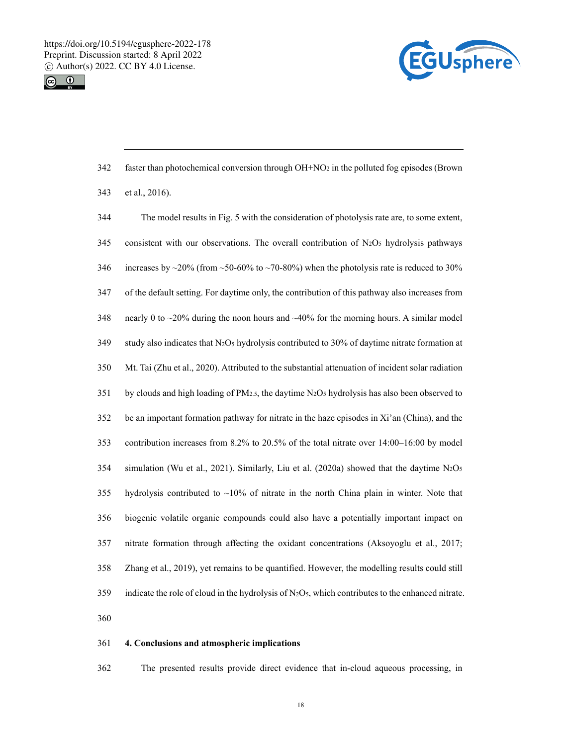faster than photochemical conversion through $OH+NO_2$ in the polluted fog episodes (Brown et al., 2016).

The model results in Fig. 5 with the consideration of photolysis rate are, to some extent, consistent with our observations. The overall contribution of $N_2O_5$ hydrolysis pathways increases by ~20% (from ~50-60% to ~70-80%) when the photolysis rate is reduced to 30% of the default setting. For daytime only, the contribution of this pathway also increases from nearly 0 to ~20% during the noon hours and ~40% for the morning hours. A similar model study also indicates that $N_2O_5$ hydrolysis contributed to 30% of daytime nitrate formation at Mt. Tai (Zhu et al., 2020). Attributed to the substantial attenuation of incident solar radiation by clouds and high loading of $PM_{2.5}$, the daytime $N_2O_5$ hydrolysis has also been observed to be an important formation pathway for nitrate in the haze episodes in Xi'an (China), and the contribution increases from 8.2% to 20.5% of the total nitrate over 14:00–16:00 by model simulation (Wu et al., 2021). Similarly, Liu et al. (2020a) showed that the daytime $N_2O_5$ hydrolysis contributed to ~10% of nitrate in the north China plain in winter. Note that biogenic volatile organic compounds could also have a potentially important impact on nitrate formation through affecting the oxidant concentrations (Aksoyoglu et al., 2017; Zhang et al., 2019), yet remains to be quantified. However, the modelling results could still indicate the role of cloud in the hydrolysis of $N_2O_5$, which contributes to the enhanced nitrate.

## 4. Conclusions and atmospheric implications

The presented results provide direct evidence that in-cloud aqueous processing, in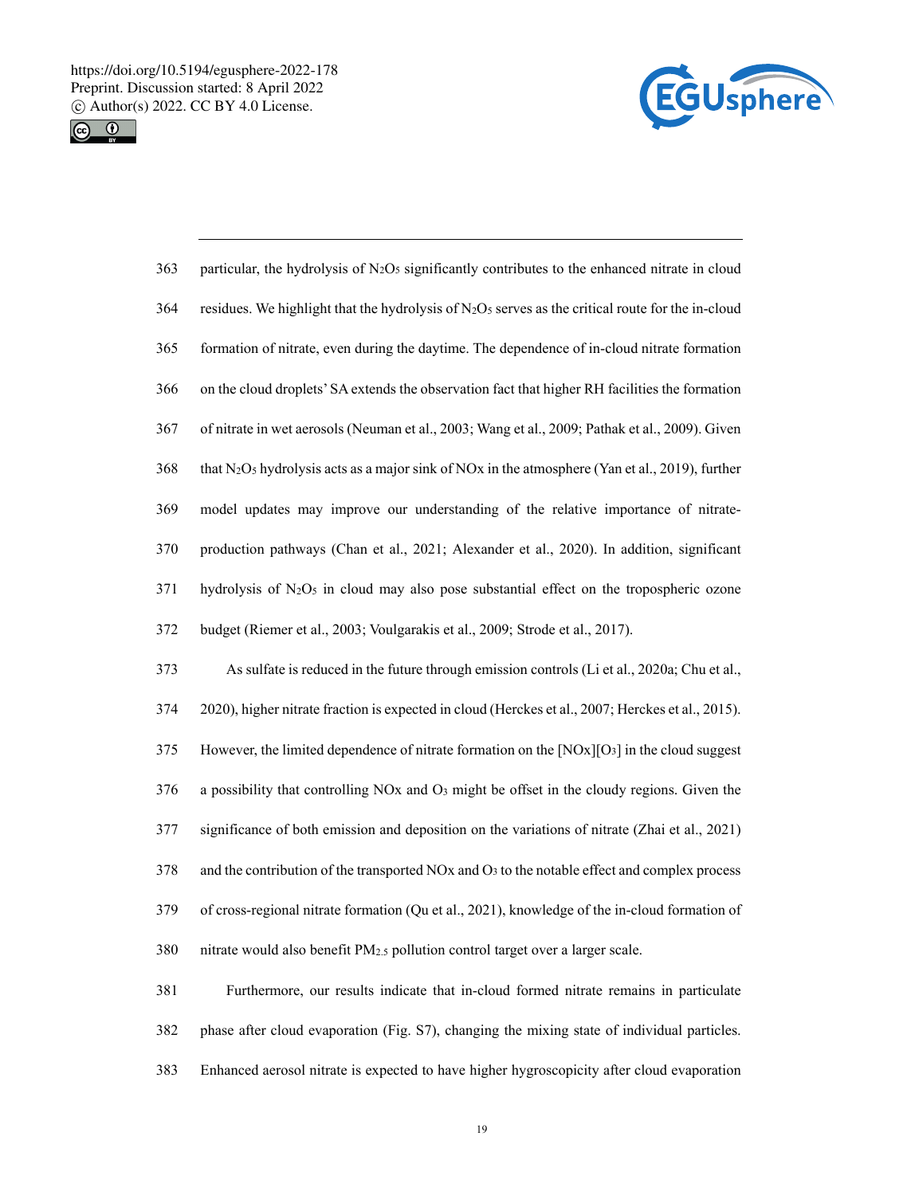particular, the hydrolysis of $N_2O_5$ significantly contributes to the enhanced nitrate in cloud residues. We highlight that the hydrolysis of $N_2O_5$ serves as the critical route for the in-cloud formation of nitrate, even during the daytime. The dependence of in-cloud nitrate formation on the cloud droplets' SA extends the observation fact that higher RH facilities the formation of nitrate in wet aerosols (Neuman et al., 2003; Wang et al., 2009; Pathak et al., 2009). Given that $N_2O_5$ hydrolysis acts as a major sink of NOx in the atmosphere (Yan et al., 2019), further model updates may improve our understanding of the relative importance of nitrate-production pathways (Chan et al., 2021; Alexander et al., 2020). In addition, significant hydrolysis of $N_2O_5$ in cloud may also pose substantial effect on the tropospheric ozone budget (Riemer et al., 2003; Voulgarakis et al., 2009; Strode et al., 2017).

As sulfate is reduced in the future through emission controls (Li et al., 2020a; Chu et al., 2020), higher nitrate fraction is expected in cloud (Herckes et al., 2007; Herckes et al., 2015). However, the limited dependence of nitrate formation on the [NOx][$O_3$] in the cloud suggest a possibility that controlling NOx and $O_3$ might be offset in the cloudy regions. Given the significance of both emission and deposition on the variations of nitrate (Zhai et al., 2021) and the contribution of the transported NOx and $O_3$ to the notable effect and complex process of cross-regional nitrate formation (Qu et al., 2021), knowledge of the in-cloud formation of nitrate would also benefit $PM_{2.5}$ pollution control target over a larger scale.

Furthermore, our results indicate that in-cloud formed nitrate remains in particulate phase after cloud evaporation (Fig. S7), changing the mixing state of individual particles. Enhanced aerosol nitrate is expected to have higher hygroscopicity after cloud evaporation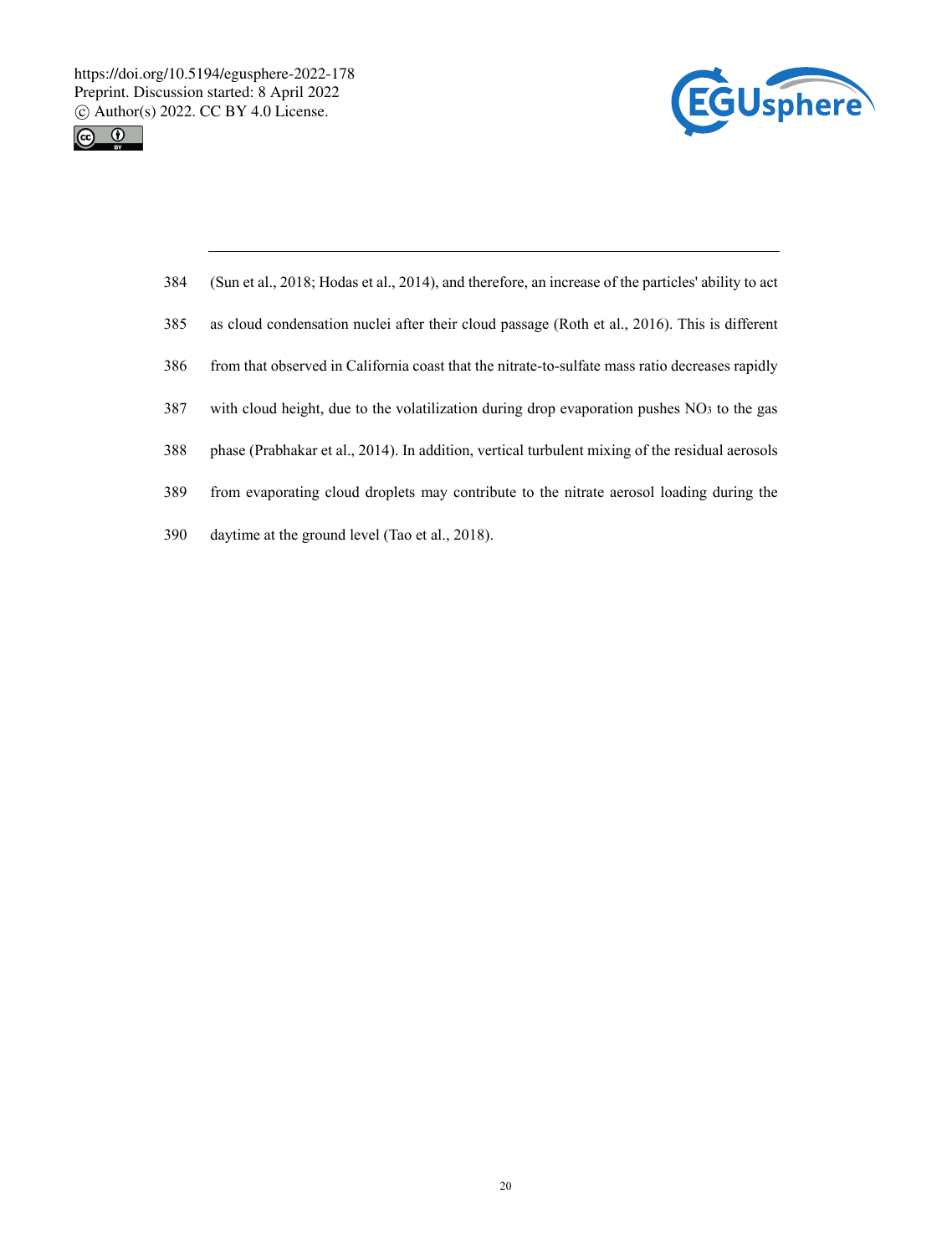(Sun et al., 2018; Hodas et al., 2014), and therefore, an increase of the particles' ability to act as cloud condensation nuclei after their cloud passage (Roth et al., 2016). This is different from that observed in California coast that the nitrate-to-sulfate mass ratio decreases rapidly with cloud height, due to the volatilization during drop evaporation pushes $NO_3$ to the gas phase (Prabhakar et al., 2014). In addition, vertical turbulent mixing of the residual aerosols from evaporating cloud droplets may contribute to the nitrate aerosol loading during the daytime at the ground level (Tao et al., 2018).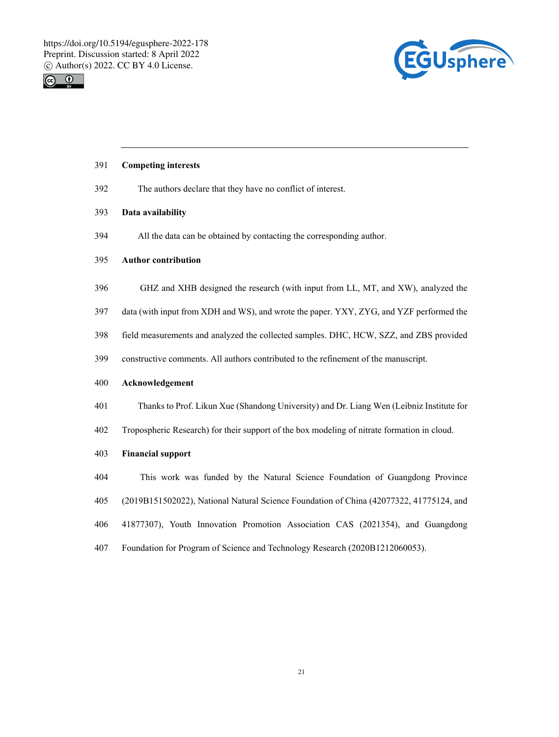## Competing interests

The authors declare that they have no conflict of interest.

## Data availability

All the data can be obtained by contacting the corresponding author.

## Author contribution

GHZ and XHB designed the research (with input from LL, MT, and XW), analyzed the data (with input from XDH and WS), and wrote the paper. YXY, ZYG, and YZF performed the field measurements and analyzed the collected samples. DHC, HCW, SZZ, and ZBS provided constructive comments. All authors contributed to the refinement of the manuscript.

## Acknowledgement

Thanks to Prof. Likun Xue (Shandong University) and Dr. Liang Wen (Leibniz Institute for Tropospheric Research) for their support of the box modeling of nitrate formation in cloud.

## Financial support

This work was funded by the Natural Science Foundation of Guangdong Province (2019B151502022), National Natural Science Foundation of China (42077322, 41775124, and 41877307), Youth Innovation Promotion Association CAS (2021354), and Guangdong Foundation for Program of Science and Technology Research (2020B1212060053).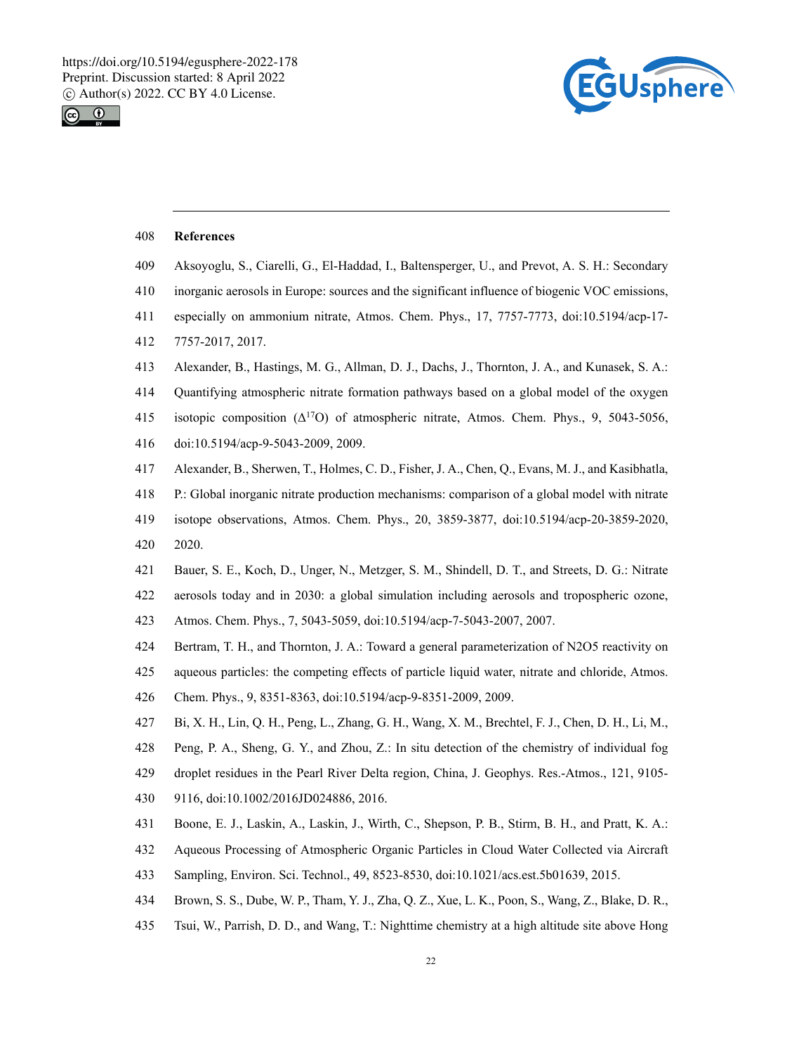## References

Aksoyoglu, S., Ciarelli, G., El-Haddad, I., Baltensperger, U., and Prevot, A. S. H.: Secondary inorganic aerosols in Europe: sources and the significant influence of biogenic VOC emissions, especially on ammonium nitrate, Atmos. Chem. Phys., 17, 7757-7773, doi:10.5194/acp-17-7757-2017, 2017.

Alexander, B., Hastings, M. G., Allman, D. J., Dachs, J., Thornton, J. A., and Kunasek, S. A.: Quantifying atmospheric nitrate formation pathways based on a global model of the oxygen isotopic composition ($\Delta^{17}$O) of atmospheric nitrate, Atmos. Chem. Phys., 9, 5043-5056, doi:10.5194/acp-9-5043-2009, 2009.

Alexander, B., Sherwen, T., Holmes, C. D., Fisher, J. A., Chen, Q., Evans, M. J., and Kasibhatla, P.: Global inorganic nitrate production mechanisms: comparison of a global model with nitrate isotope observations, Atmos. Chem. Phys., 20, 3859-3877, doi:10.5194/acp-20-3859-2020, 2020.

Bauer, S. E., Koch, D., Unger, N., Metzger, S. M., Shindell, D. T., and Streets, D. G.: Nitrate aerosols today and in 2030: a global simulation including aerosols and tropospheric ozone, Atmos. Chem. Phys., 7, 5043-5059, doi:10.5194/acp-7-5043-2007, 2007.

Bertram, T. H., and Thornton, J. A.: Toward a general parameterization of N2O5 reactivity on aqueous particles: the competing effects of particle liquid water, nitrate and chloride, Atmos. Chem. Phys., 9, 8351-8363, doi:10.5194/acp-9-8351-2009, 2009.

Bi, X. H., Lin, Q. H., Peng, L., Zhang, G. H., Wang, X. M., Brechtel, F. J., Chen, D. H., Li, M., Peng, P. A., Sheng, G. Y., and Zhou, Z.: In situ detection of the chemistry of individual fog droplet residues in the Pearl River Delta region, China, J. Geophys. Res.-Atmos., 121, 9105-9116, doi:10.1002/2016JD024886, 2016.

Boone, E. J., Laskin, A., Laskin, J., Wirth, C., Shepson, P. B., Stirm, B. H., and Pratt, K. A.: Aqueous Processing of Atmospheric Organic Particles in Cloud Water Collected via Aircraft Sampling, Environ. Sci. Technol., 49, 8523-8530, doi:10.1021/acs.est.5b01639, 2015.

Brown, S. S., Dube, W. P., Tham, Y. J., Zha, Q. Z., Xue, L. K., Poon, S., Wang, Z., Blake, D. R., Tsui, W., Parrish, D. D., and Wang, T.: Nighttime chemistry at a high altitude site above Hong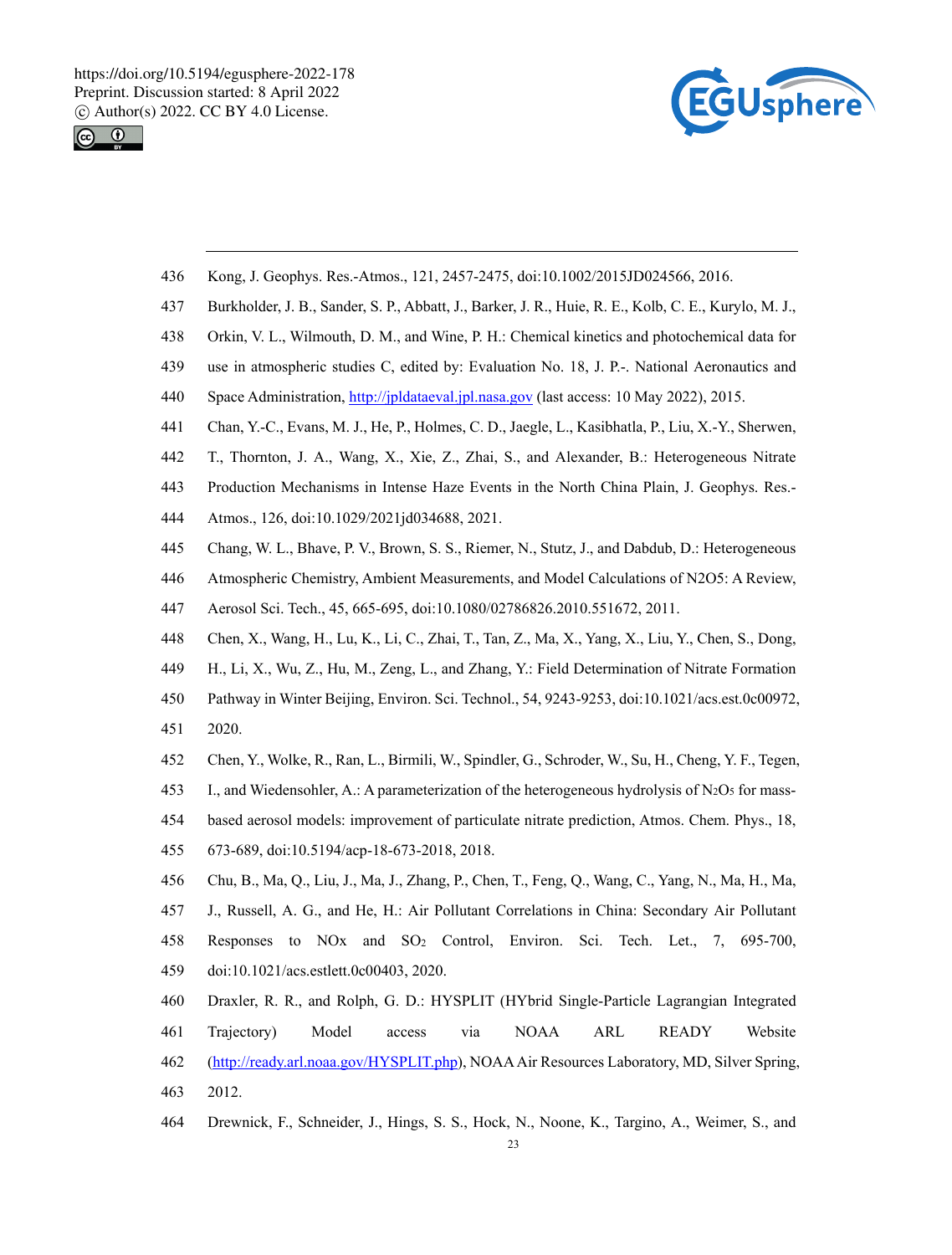Kong, J. Geophys. Res.-Atmos., 121, 2457-2475, doi:10.1002/2015JD024566, 2016.

Burkholder, J. B., Sander, S. P., Abbatt, J., Barker, J. R., Huie, R. E., Kolb, C. E., Kurylo, M. J., Orkin, V. L., Wilmouth, D. M., and Wine, P. H.: Chemical kinetics and photochemical data for use in atmospheric studies C, edited by: Evaluation No. 18, J. P.-. National Aeronautics and Space Administration, http://jpldataeval.jpl.nasa.gov (last access: 10 May 2022), 2015.

Chan, Y.-C., Evans, M. J., He, P., Holmes, C. D., Jaegle, L., Kasibhatla, P., Liu, X.-Y., Sherwen, T., Thornton, J. A., Wang, X., Xie, Z., Zhai, S., and Alexander, B.: Heterogeneous Nitrate Production Mechanisms in Intense Haze Events in the North China Plain, J. Geophys. Res.-Atmos., 126, doi:10.1029/2021jd034688, 2021.

Chang, W. L., Bhave, P. V., Brown, S. S., Riemer, N., Stutz, J., and Dabdub, D.: Heterogeneous Atmospheric Chemistry, Ambient Measurements, and Model Calculations of N2O5: A Review, Aerosol Sci. Tech., 45, 665-695, doi:10.1080/02786826.2010.551672, 2011.

Chen, X., Wang, H., Lu, K., Li, C., Zhai, T., Tan, Z., Ma, X., Yang, X., Liu, Y., Chen, S., Dong, H., Li, X., Wu, Z., Hu, M., Zeng, L., and Zhang, Y.: Field Determination of Nitrate Formation Pathway in Winter Beijing, Environ. Sci. Technol., 54, 9243-9253, doi:10.1021/acs.est.0c00972, 2020.

Chen, Y., Wolke, R., Ran, L., Birmili, W., Spindler, G., Schroder, W., Su, H., Cheng, Y. F., Tegen, I., and Wiedensohler, A.: A parameterization of the heterogeneous hydrolysis of $N_2O_5$ for mass-based aerosol models: improvement of particulate nitrate prediction, Atmos. Chem. Phys., 18, 673-689, doi:10.5194/acp-18-673-2018, 2018.

Chu, B., Ma, Q., Liu, J., Ma, J., Zhang, P., Chen, T., Feng, Q., Wang, C., Yang, N., Ma, H., Ma, J., Russell, A. G., and He, H.: Air Pollutant Correlations in China: Secondary Air Pollutant Responses to NOx and $SO_2$ Control, Environ. Sci. Tech. Let., 7, 695-700, doi:10.1021/acs.estlett.0c00403, 2020.

Draxler, R. R., and Rolph, G. D.: HYSPLIT (HYbrid Single-Particle Lagrangian Integrated Trajectory) Model access via NOAA ARL READY Website (http://ready.arl.noaa.gov/HYSPLIT.php), NOAA Air Resources Laboratory, MD, Silver Spring, 2012.

Drewnick, F., Schneider, J., Hings, S. S., Hock, N., Noone, K., Targino, A., Weimer, S., and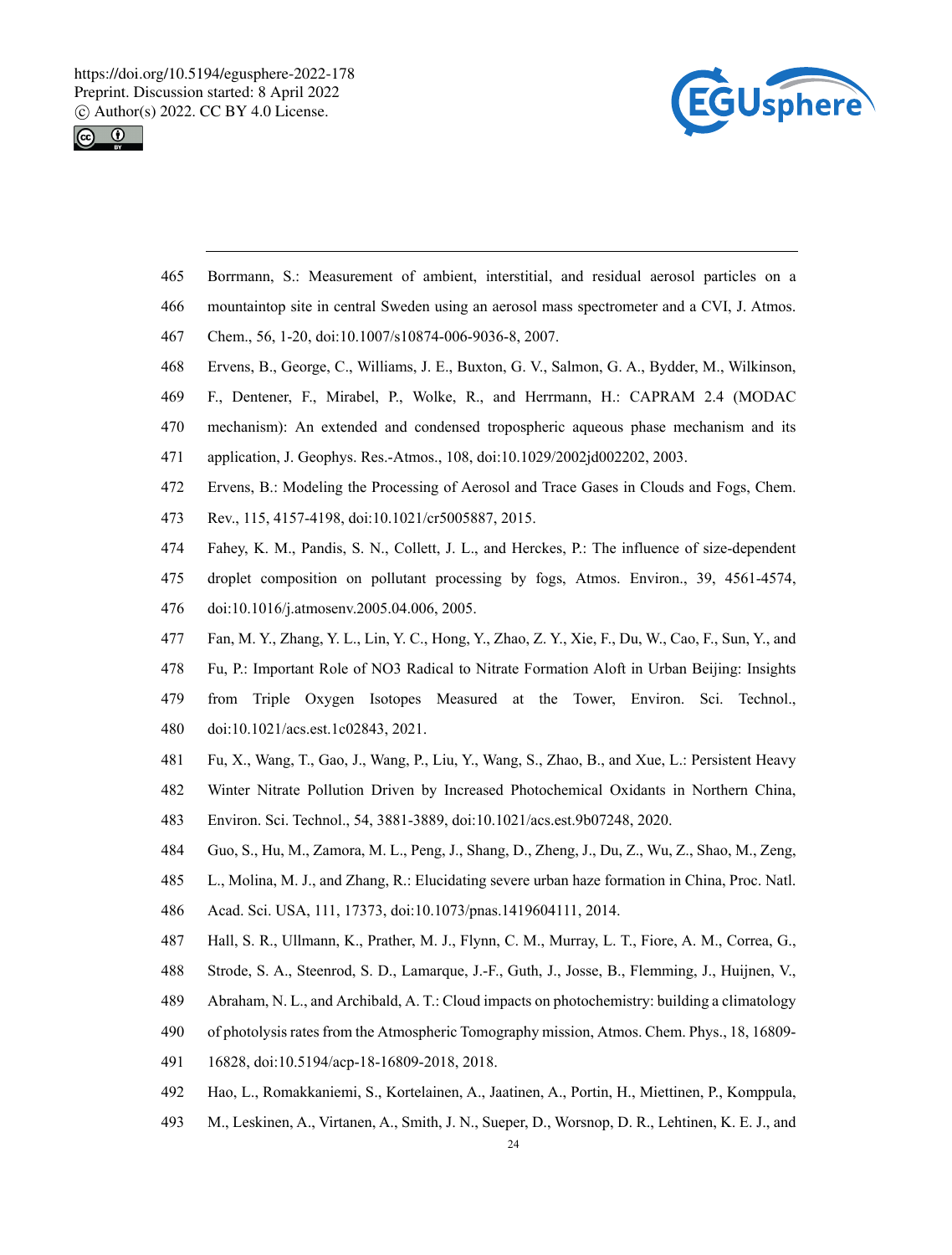Borrmann, S.: Measurement of ambient, interstitial, and residual aerosol particles on a mountaintop site in central Sweden using an aerosol mass spectrometer and a CVI, J. Atmos. Chem., 56, 1-20, doi:10.1007/s10874-006-9036-8, 2007.

Ervens, B., George, C., Williams, J. E., Buxton, G. V., Salmon, G. A., Bydder, M., Wilkinson, F., Dentener, F., Mirabel, P., Wolke, R., and Herrmann, H.: CAPRAM 2.4 (MODAC mechanism): An extended and condensed tropospheric aqueous phase mechanism and its application, J. Geophys. Res.-Atmos., 108, doi:10.1029/2002jd002202, 2003.

Ervens, B.: Modeling the Processing of Aerosol and Trace Gases in Clouds and Fogs, Chem. Rev., 115, 4157-4198, doi:10.1021/cr5005887, 2015.

Fahey, K. M., Pandis, S. N., Collett, J. L., and Herckes, P.: The influence of size-dependent droplet composition on pollutant processing by fogs, Atmos. Environ., 39, 4561-4574, doi:10.1016/j.atmosenv.2005.04.006, 2005.

Fan, M. Y., Zhang, Y. L., Lin, Y. C., Hong, Y., Zhao, Z. Y., Xie, F., Du, W., Cao, F., Sun, Y., and Fu, P.: Important Role of NO3 Radical to Nitrate Formation Aloft in Urban Beijing: Insights from Triple Oxygen Isotopes Measured at the Tower, Environ. Sci. Technol., doi:10.1021/acs.est.1c02843, 2021.

Fu, X., Wang, T., Gao, J., Wang, P., Liu, Y., Wang, S., Zhao, B., and Xue, L.: Persistent Heavy Winter Nitrate Pollution Driven by Increased Photochemical Oxidants in Northern China, Environ. Sci. Technol., 54, 3881-3889, doi:10.1021/acs.est.9b07248, 2020.

Guo, S., Hu, M., Zamora, M. L., Peng, J., Shang, D., Zheng, J., Du, Z., Wu, Z., Shao, M., Zeng, L., Molina, M. J., and Zhang, R.: Elucidating severe urban haze formation in China, Proc. Natl. Acad. Sci. USA, 111, 17373, doi:10.1073/pnas.1419604111, 2014.

Hall, S. R., Ullmann, K., Prather, M. J., Flynn, C. M., Murray, L. T., Fiore, A. M., Correa, G., Strode, S. A., Steenrod, S. D., Lamarque, J.-F., Guth, J., Josse, B., Flemming, J., Huijnen, V., Abraham, N. L., and Archibald, A. T.: Cloud impacts on photochemistry: building a climatology of photolysis rates from the Atmospheric Tomography mission, Atmos. Chem. Phys., 18, 16809-16828, doi:10.5194/acp-18-16809-2018, 2018.

Hao, L., Romakkaniemi, S., Kortelainen, A., Jaatinen, A., Portin, H., Miettinen, P., Komppula, M., Leskinen, A., Virtanen, A., Smith, J. N., Sueper, D., Worsnop, D. R., Lehtinen, K. E. J., and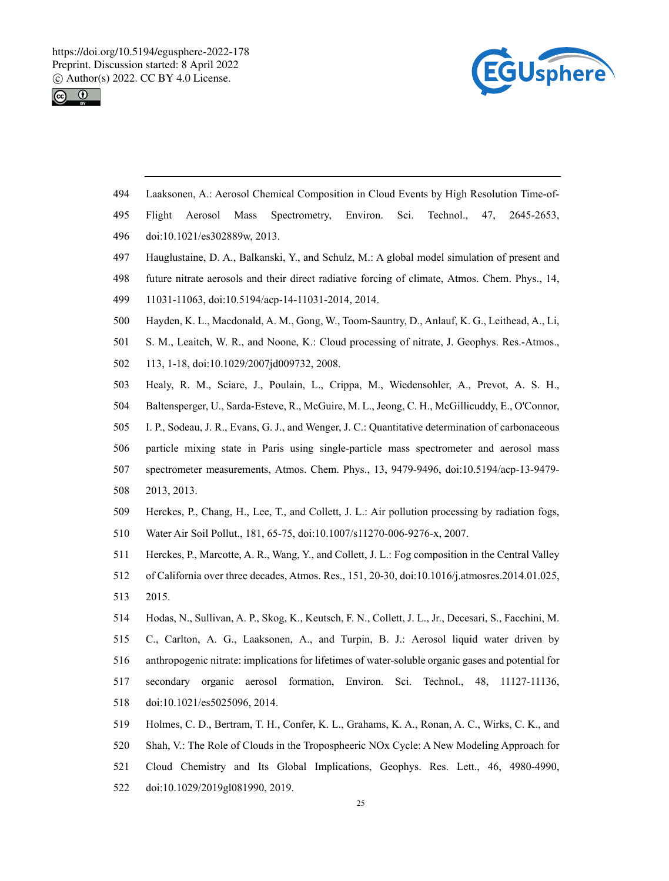Laaksonen, A.: Aerosol Chemical Composition in Cloud Events by High Resolution Time-of-Flight Aerosol Mass Spectrometry, Environ. Sci. Technol., 47, 2645-2653, doi:10.1021/es302889w, 2013.

Hauglustaine, D. A., Balkanski, Y., and Schulz, M.: A global model simulation of present and future nitrate aerosols and their direct radiative forcing of climate, Atmos. Chem. Phys., 14, 11031-11063, doi:10.5194/acp-14-11031-2014, 2014.

Hayden, K. L., Macdonald, A. M., Gong, W., Toom-Sauntry, D., Anlauf, K. G., Leithead, A., Li, S. M., Leaitch, W. R., and Noone, K.: Cloud processing of nitrate, J. Geophys. Res.-Atmos., 113, 1-18, doi:10.1029/2007jd009732, 2008.

Healy, R. M., Sciare, J., Poulain, L., Crippa, M., Wiedensohler, A., Prevot, A. S. H., Baltensperger, U., Sarda-Esteve, R., McGuire, M. L., Jeong, C. H., McGillicuddy, E., O'Connor, I. P., Sodeau, J. R., Evans, G. J., and Wenger, J. C.: Quantitative determination of carbonaceous particle mixing state in Paris using single-particle mass spectrometer and aerosol mass spectrometer measurements, Atmos. Chem. Phys., 13, 9479-9496, doi:10.5194/acp-13-9479-2013, 2013.

Herckes, P., Chang, H., Lee, T., and Collett, J. L.: Air pollution processing by radiation fogs, Water Air Soil Pollut., 181, 65-75, doi:10.1007/s11270-006-9276-x, 2007.

Herckes, P., Marcotte, A. R., Wang, Y., and Collett, J. L.: Fog composition in the Central Valley of California over three decades, Atmos. Res., 151, 20-30, doi:10.1016/j.atmosres.2014.01.025, 2015.

Hodas, N., Sullivan, A. P., Skog, K., Keutsch, F. N., Collett, J. L., Jr., Decesari, S., Facchini, M. C., Carlton, A. G., Laaksonen, A., and Turpin, B. J.: Aerosol liquid water driven by anthropogenic nitrate: implications for lifetimes of water-soluble organic gases and potential for secondary organic aerosol formation, Environ. Sci. Technol., 48, 11127-11136, doi:10.1021/es5025096, 2014.

Holmes, C. D., Bertram, T. H., Confer, K. L., Grahams, K. A., Ronan, A. C., Wirks, C. K., and Shah, V.: The Role of Clouds in the Tropospheeric NOx Cycle: A New Modeling Approach for Cloud Chemistry and Its Global Implications, Geophys. Res. Lett., 46, 4980-4990, doi:10.1029/2019gl081990, 2019.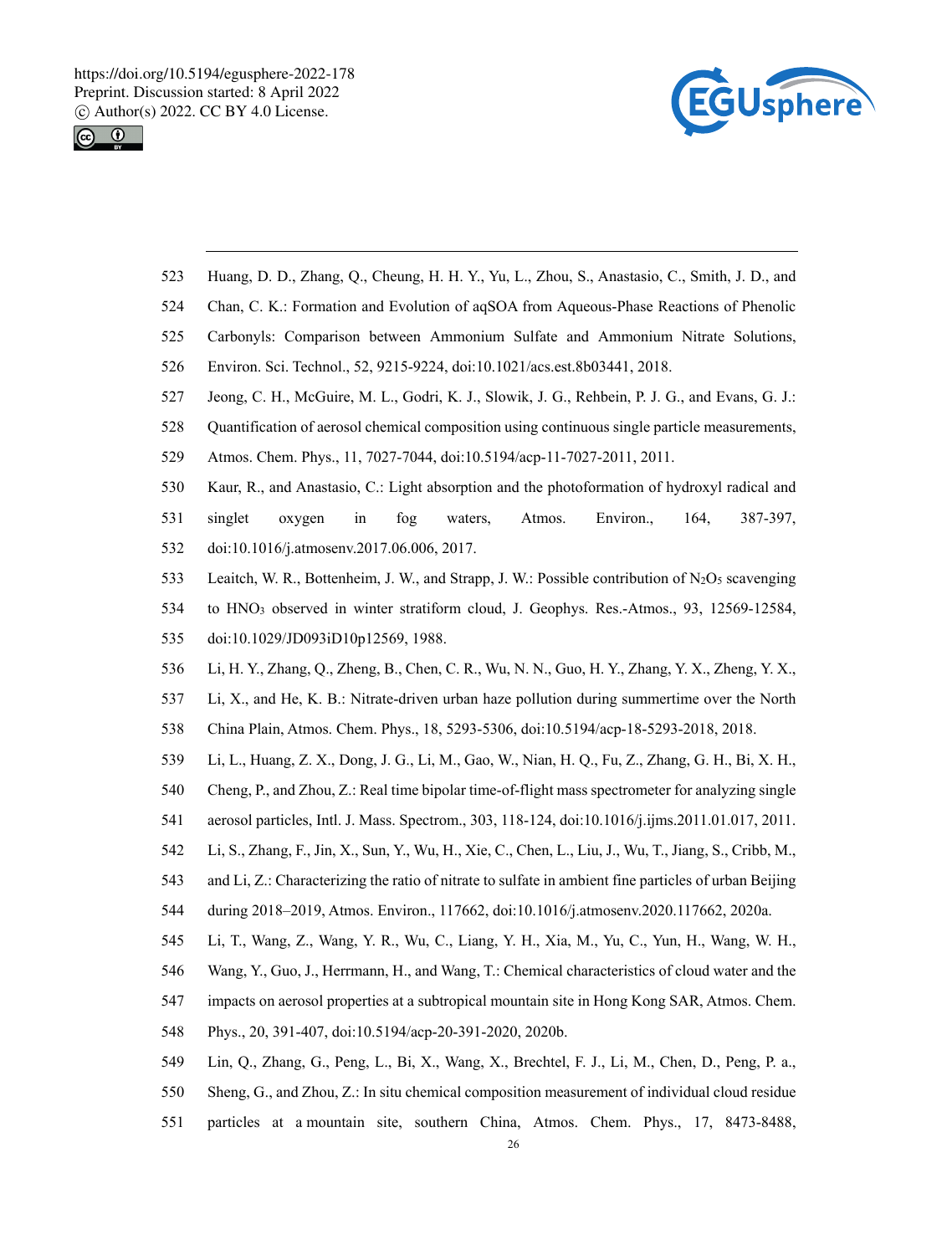Huang, D. D., Zhang, Q., Cheung, H. H. Y., Yu, L., Zhou, S., Anastasio, C., Smith, J. D., and Chan, C. K.: Formation and Evolution of aqSOA from Aqueous-Phase Reactions of Phenolic Carbonyls: Comparison between Ammonium Sulfate and Ammonium Nitrate Solutions, Environ. Sci. Technol., 52, 9215-9224, doi:10.1021/acs.est.8b03441, 2018.

Jeong, C. H., McGuire, M. L., Godri, K. J., Slowik, J. G., Rehbein, P. J. G., and Evans, G. J.: Quantification of aerosol chemical composition using continuous single particle measurements, Atmos. Chem. Phys., 11, 7027-7044, doi:10.5194/acp-11-7027-2011, 2011.

Kaur, R., and Anastasio, C.: Light absorption and the photoformation of hydroxyl radical and singlet oxygen in fog waters, Atmos. Environ., 164, 387-397, doi:10.1016/j.atmosenv.2017.06.006, 2017.

Leaitch, W. R., Bottenheim, J. W., and Strapp, J. W.: Possible contribution of $N_2O_5$ scavenging to $HNO_3$ observed in winter stratiform cloud, J. Geophys. Res.-Atmos., 93, 12569-12584, doi:10.1029/JD093iD10p12569, 1988.

Li, H. Y., Zhang, Q., Zheng, B., Chen, C. R., Wu, N. N., Guo, H. Y., Zhang, Y. X., Zheng, Y. X., Li, X., and He, K. B.: Nitrate-driven urban haze pollution during summertime over the North China Plain, Atmos. Chem. Phys., 18, 5293-5306, doi:10.5194/acp-18-5293-2018, 2018.

Li, L., Huang, Z. X., Dong, J. G., Li, M., Gao, W., Nian, H. Q., Fu, Z., Zhang, G. H., Bi, X. H., Cheng, P., and Zhou, Z.: Real time bipolar time-of-flight mass spectrometer for analyzing single aerosol particles, Intl. J. Mass. Spectrom., 303, 118-124, doi:10.1016/j.ijms.2011.01.017, 2011.

Li, S., Zhang, F., Jin, X., Sun, Y., Wu, H., Xie, C., Chen, L., Liu, J., Wu, T., Jiang, S., Cribb, M., and Li, Z.: Characterizing the ratio of nitrate to sulfate in ambient fine particles of urban Beijing during 2018–2019, Atmos. Environ., 117662, doi:10.1016/j.atmosenv.2020.117662, 2020a.

Li, T., Wang, Z., Wang, Y. R., Wu, C., Liang, Y. H., Xia, M., Yu, C., Yun, H., Wang, W. H., Wang, Y., Guo, J., Herrmann, H., and Wang, T.: Chemical characteristics of cloud water and the impacts on aerosol properties at a subtropical mountain site in Hong Kong SAR, Atmos. Chem. Phys., 20, 391-407, doi:10.5194/acp-20-391-2020, 2020b.

Lin, Q., Zhang, G., Peng, L., Bi, X., Wang, X., Brechtel, F. J., Li, M., Chen, D., Peng, P. a., Sheng, G., and Zhou, Z.: In situ chemical composition measurement of individual cloud residue particles at a mountain site, southern China, Atmos. Chem. Phys., 17, 8473-8488,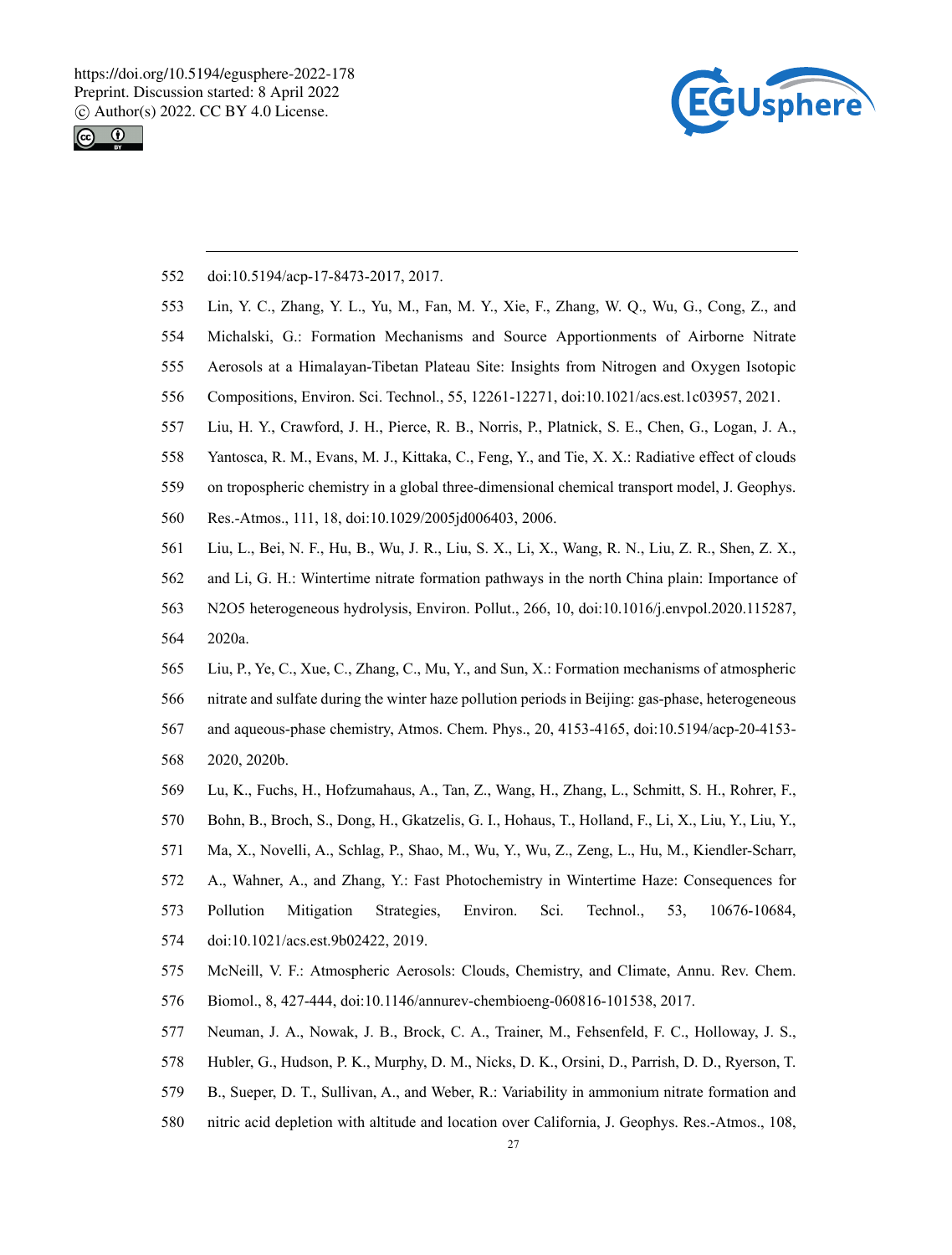doi:10.5194/acp-17-8473-2017, 2017.

Lin, Y. C., Zhang, Y. L., Yu, M., Fan, M. Y., Xie, F., Zhang, W. Q., Wu, G., Cong, Z., and Michalski, G.: Formation Mechanisms and Source Apportionments of Airborne Nitrate Aerosols at a Himalayan-Tibetan Plateau Site: Insights from Nitrogen and Oxygen Isotopic Compositions, Environ. Sci. Technol., 55, 12261-12271, doi:10.1021/acs.est.1c03957, 2021.

Liu, H. Y., Crawford, J. H., Pierce, R. B., Norris, P., Platnick, S. E., Chen, G., Logan, J. A., Yantosca, R. M., Evans, M. J., Kittaka, C., Feng, Y., and Tie, X. X.: Radiative effect of clouds on tropospheric chemistry in a global three-dimensional chemical transport model, J. Geophys. Res.-Atmos., 111, 18, doi:10.1029/2005jd006403, 2006.

Liu, L., Bei, N. F., Hu, B., Wu, J. R., Liu, S. X., Li, X., Wang, R. N., Liu, Z. R., Shen, Z. X., and Li, G. H.: Wintertime nitrate formation pathways in the north China plain: Importance of N2O5 heterogeneous hydrolysis, Environ. Pollut., 266, 10, doi:10.1016/j.envpol.2020.115287, 2020a.

Liu, P., Ye, C., Xue, C., Zhang, C., Mu, Y., and Sun, X.: Formation mechanisms of atmospheric nitrate and sulfate during the winter haze pollution periods in Beijing: gas-phase, heterogeneous and aqueous-phase chemistry, Atmos. Chem. Phys., 20, 4153-4165, doi:10.5194/acp-20-4153-2020, 2020b.

Lu, K., Fuchs, H., Hofzumahaus, A., Tan, Z., Wang, H., Zhang, L., Schmitt, S. H., Rohrer, F., Bohn, B., Broch, S., Dong, H., Gkatzelis, G. I., Hohaus, T., Holland, F., Li, X., Liu, Y., Liu, Y., Ma, X., Novelli, A., Schlag, P., Shao, M., Wu, Y., Wu, Z., Zeng, L., Hu, M., Kiendler-Scharr, A., Wahner, A., and Zhang, Y.: Fast Photochemistry in Wintertime Haze: Consequences for Pollution Mitigation Strategies, Environ. Sci. Technol., 53, 10676-10684, doi:10.1021/acs.est.9b02422, 2019.

McNeill, V. F.: Atmospheric Aerosols: Clouds, Chemistry, and Climate, Annu. Rev. Chem. Biomol., 8, 427-444, doi:10.1146/annurev-chembioeng-060816-101538, 2017.

Neuman, J. A., Nowak, J. B., Brock, C. A., Trainer, M., Fehsenfeld, F. C., Holloway, J. S., Hubler, G., Hudson, P. K., Murphy, D. M., Nicks, D. K., Orsini, D., Parrish, D. D., Ryerson, T. B., Sueper, D. T., Sullivan, A., and Weber, R.: Variability in ammonium nitrate formation and nitric acid depletion with altitude and location over California, J. Geophys. Res.-Atmos., 108,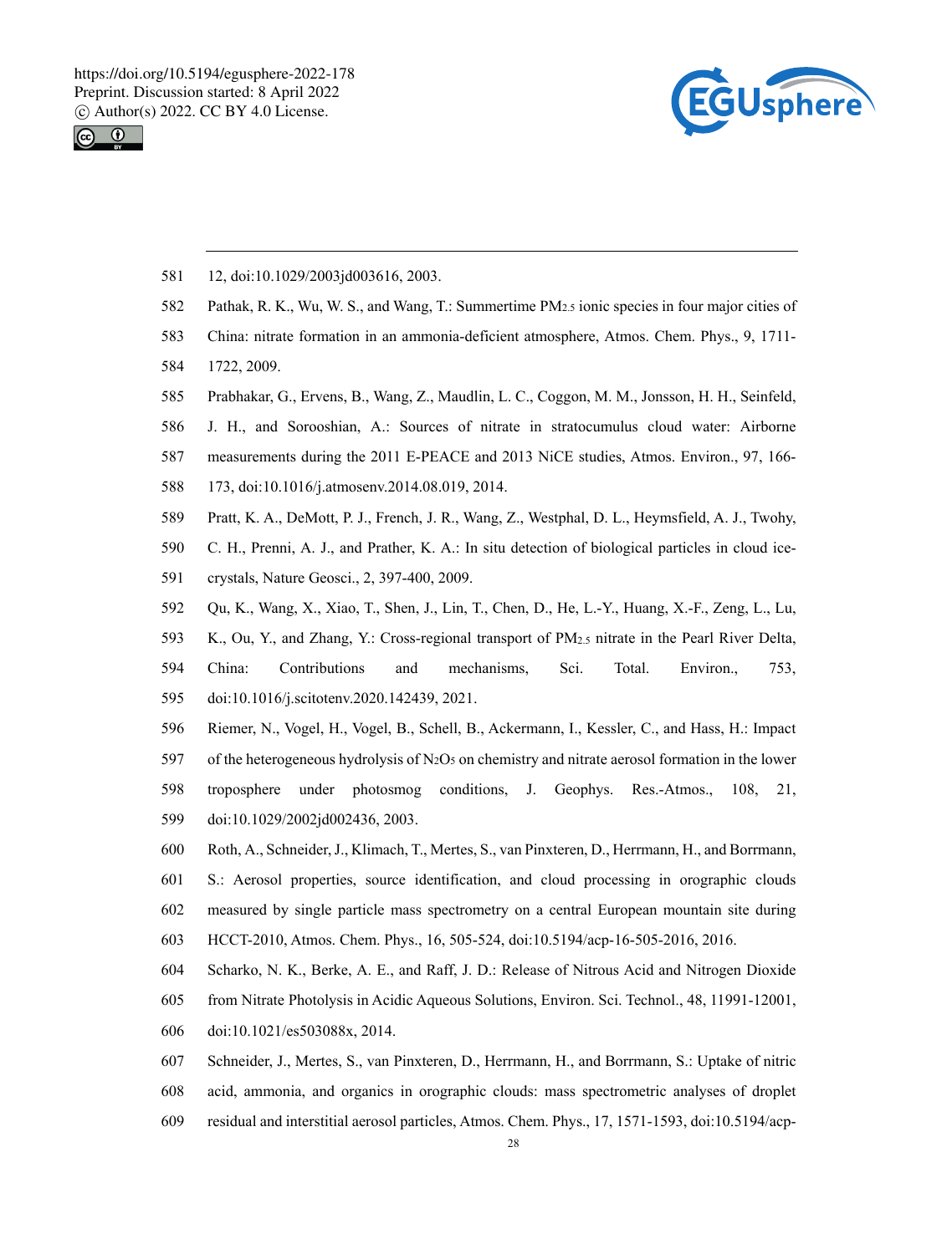12, doi:10.1029/2003jd003616, 2003.

Pathak, R. K., Wu, W. S., and Wang, T.: Summertime $PM_{2.5}$ ionic species in four major cities of China: nitrate formation in an ammonia-deficient atmosphere, Atmos. Chem. Phys., 9, 1711-1722, 2009.

Prabhakar, G., Ervens, B., Wang, Z., Maudlin, L. C., Coggon, M. M., Jonsson, H. H., Seinfeld, J. H., and Sorooshian, A.: Sources of nitrate in stratocumulus cloud water: Airborne measurements during the 2011 E-PEACE and 2013 NiCE studies, Atmos. Environ., 97, 166-173, doi:10.1016/j.atmosenv.2014.08.019, 2014.

Pratt, K. A., DeMott, P. J., French, J. R., Wang, Z., Westphal, D. L., Heymsfield, A. J., Twohy, C. H., Prenni, A. J., and Prather, K. A.: In situ detection of biological particles in cloud ice-crystals, Nature Geosci., 2, 397-400, 2009.

Qu, K., Wang, X., Xiao, T., Shen, J., Lin, T., Chen, D., He, L.-Y., Huang, X.-F., Zeng, L., Lu, K., Ou, Y., and Zhang, Y.: Cross-regional transport of $PM_{2.5}$ nitrate in the Pearl River Delta, China: Contributions and mechanisms, Sci. Total. Environ., 753, doi:10.1016/j.scitotenv.2020.142439, 2021.

Riemer, N., Vogel, H., Vogel, B., Schell, B., Ackermann, I., Kessler, C., and Hass, H.: Impact of the heterogeneous hydrolysis of $N_2O_5$ on chemistry and nitrate aerosol formation in the lower troposphere under photosmog conditions, J. Geophys. Res.-Atmos., 108, 21, doi:10.1029/2002jd002436, 2003.

Roth, A., Schneider, J., Klimach, T., Mertes, S., van Pinxteren, D., Herrmann, H., and Borrmann, S.: Aerosol properties, source identification, and cloud processing in orographic clouds measured by single particle mass spectrometry on a central European mountain site during HCCT-2010, Atmos. Chem. Phys., 16, 505-524, doi:10.5194/acp-16-505-2016, 2016.

Scharko, N. K., Berke, A. E., and Raff, J. D.: Release of Nitrous Acid and Nitrogen Dioxide from Nitrate Photolysis in Acidic Aqueous Solutions, Environ. Sci. Technol., 48, 11991-12001, doi:10.1021/es503088x, 2014.

Schneider, J., Mertes, S., van Pinxteren, D., Herrmann, H., and Borrmann, S.: Uptake of nitric acid, ammonia, and organics in orographic clouds: mass spectrometric analyses of droplet residual and interstitial aerosol particles, Atmos. Chem. Phys., 17, 1571-1593, doi:10.5194/acp-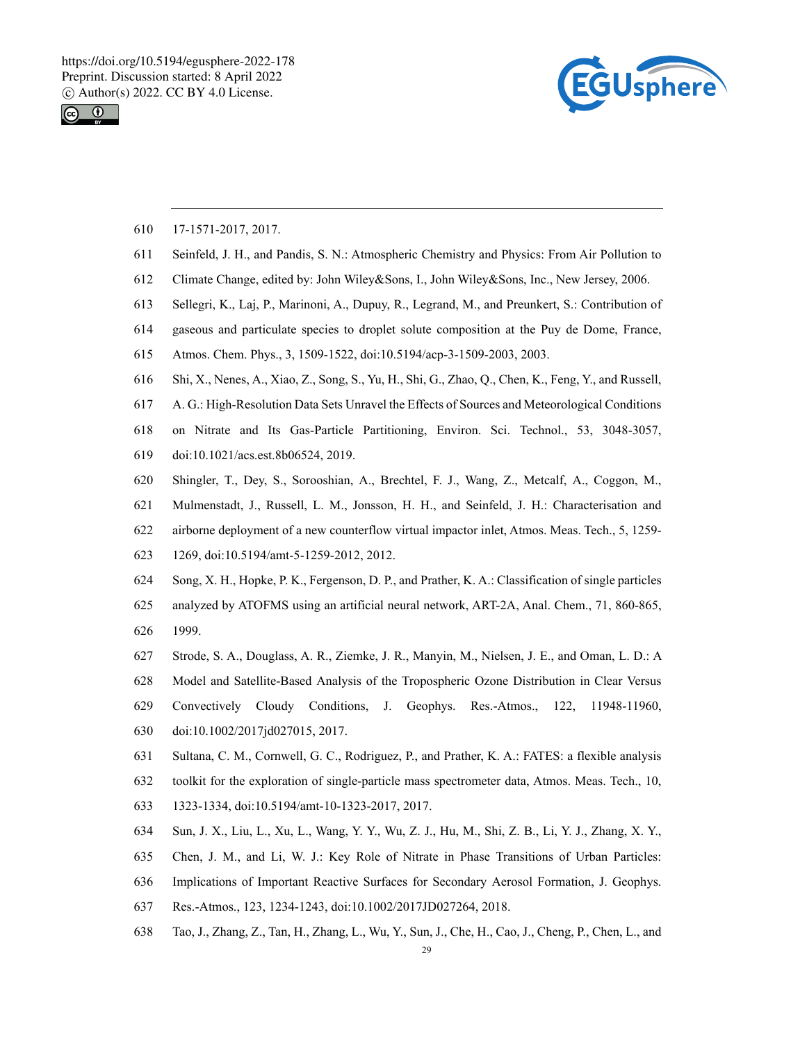17-1571-2017, 2017.

Seinfeld, J. H., and Pandis, S. N.: Atmospheric Chemistry and Physics: From Air Pollution to Climate Change, edited by: John Wiley&Sons, I., John Wiley&Sons, Inc., New Jersey, 2006.

Sellegri, K., Laj, P., Marinoni, A., Dupuy, R., Legrand, M., and Preunkert, S.: Contribution of gaseous and particulate species to droplet solute composition at the Puy de Dome, France, Atmos. Chem. Phys., 3, 1509-1522, doi:10.5194/acp-3-1509-2003, 2003.

Shi, X., Nenes, A., Xiao, Z., Song, S., Yu, H., Shi, G., Zhao, Q., Chen, K., Feng, Y., and Russell, A. G.: High-Resolution Data Sets Unravel the Effects of Sources and Meteorological Conditions on Nitrate and Its Gas-Particle Partitioning, Environ. Sci. Technol., 53, 3048-3057, doi:10.1021/acs.est.8b06524, 2019.

Shingler, T., Dey, S., Sorooshian, A., Brechtel, F. J., Wang, Z., Metcalf, A., Coggon, M., Mulmenstadt, J., Russell, L. M., Jonsson, H. H., and Seinfeld, J. H.: Characterisation and airborne deployment of a new counterflow virtual impactor inlet, Atmos. Meas. Tech., 5, 1259-1269, doi:10.5194/amt-5-1259-2012, 2012.

Song, X. H., Hopke, P. K., Fergenson, D. P., and Prather, K. A.: Classification of single particles analyzed by ATOFMS using an artificial neural network, ART-2A, Anal. Chem., 71, 860-865, 1999.

Strode, S. A., Douglass, A. R., Ziemke, J. R., Manyin, M., Nielsen, J. E., and Oman, L. D.: A Model and Satellite-Based Analysis of the Tropospheric Ozone Distribution in Clear Versus Convectively Cloudy Conditions, J. Geophys. Res.-Atmos., 122, 11948-11960, doi:10.1002/2017jd027015, 2017.

Sultana, C. M., Cornwell, G. C., Rodriguez, P., and Prather, K. A.: FATES: a flexible analysis toolkit for the exploration of single-particle mass spectrometer data, Atmos. Meas. Tech., 10, 1323-1334, doi:10.5194/amt-10-1323-2017, 2017.

Sun, J. X., Liu, L., Xu, L., Wang, Y. Y., Wu, Z. J., Hu, M., Shi, Z. B., Li, Y. J., Zhang, X. Y., Chen, J. M., and Li, W. J.: Key Role of Nitrate in Phase Transitions of Urban Particles: Implications of Important Reactive Surfaces for Secondary Aerosol Formation, J. Geophys. Res.-Atmos., 123, 1234-1243, doi:10.1002/2017JD027264, 2018.

Tao, J., Zhang, Z., Tan, H., Zhang, L., Wu, Y., Sun, J., Che, H., Cao, J., Cheng, P., Chen, L., and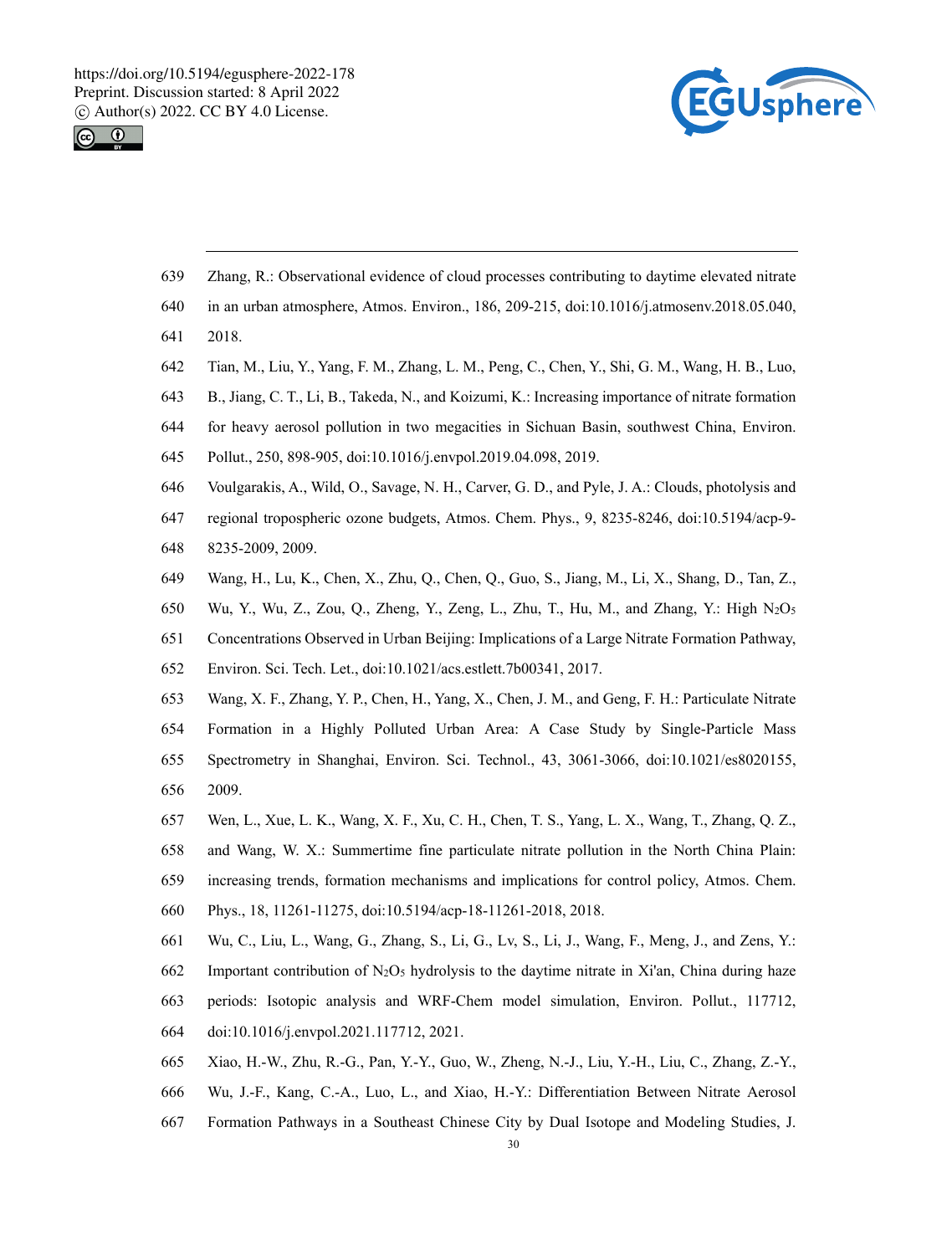Zhang, R.: Observational evidence of cloud processes contributing to daytime elevated nitrate in an urban atmosphere, Atmos. Environ., 186, 209-215, doi:10.1016/j.atmosenv.2018.05.040, 2018.

Tian, M., Liu, Y., Yang, F. M., Zhang, L. M., Peng, C., Chen, Y., Shi, G. M., Wang, H. B., Luo, B., Jiang, C. T., Li, B., Takeda, N., and Koizumi, K.: Increasing importance of nitrate formation for heavy aerosol pollution in two megacities in Sichuan Basin, southwest China, Environ. Pollut., 250, 898-905, doi:10.1016/j.envpol.2019.04.098, 2019.

Voulgarakis, A., Wild, O., Savage, N. H., Carver, G. D., and Pyle, J. A.: Clouds, photolysis and regional tropospheric ozone budgets, Atmos. Chem. Phys., 9, 8235-8246, doi:10.5194/acp-9-8235-2009, 2009.

Wang, H., Lu, K., Chen, X., Zhu, Q., Chen, Q., Guo, S., Jiang, M., Li, X., Shang, D., Tan, Z., Wu, Y., Wu, Z., Zou, Q., Zheng, Y., Zeng, L., Zhu, T., Hu, M., and Zhang, Y.: High $N_2O_5$ Concentrations Observed in Urban Beijing: Implications of a Large Nitrate Formation Pathway, Environ. Sci. Tech. Let., doi:10.1021/acs.estlett.7b00341, 2017.

Wang, X. F., Zhang, Y. P., Chen, H., Yang, X., Chen, J. M., and Geng, F. H.: Particulate Nitrate Formation in a Highly Polluted Urban Area: A Case Study by Single-Particle Mass Spectrometry in Shanghai, Environ. Sci. Technol., 43, 3061-3066, doi:10.1021/es8020155, 2009.

Wen, L., Xue, L. K., Wang, X. F., Xu, C. H., Chen, T. S., Yang, L. X., Wang, T., Zhang, Q. Z., and Wang, W. X.: Summertime fine particulate nitrate pollution in the North China Plain: increasing trends, formation mechanisms and implications for control policy, Atmos. Chem. Phys., 18, 11261-11275, doi:10.5194/acp-18-11261-2018, 2018.

Wu, C., Liu, L., Wang, G., Zhang, S., Li, G., Lv, S., Li, J., Wang, F., Meng, J., and Zens, Y.: Important contribution of $N_2O_5$ hydrolysis to the daytime nitrate in Xi'an, China during haze periods: Isotopic analysis and WRF-Chem model simulation, Environ. Pollut., 117712, doi:10.1016/j.envpol.2021.117712, 2021.

Xiao, H.-W., Zhu, R.-G., Pan, Y.-Y., Guo, W., Zheng, N.-J., Liu, Y.-H., Liu, C., Zhang, Z.-Y., Wu, J.-F., Kang, C.-A., Luo, L., and Xiao, H.-Y.: Differentiation Between Nitrate Aerosol Formation Pathways in a Southeast Chinese City by Dual Isotope and Modeling Studies, J.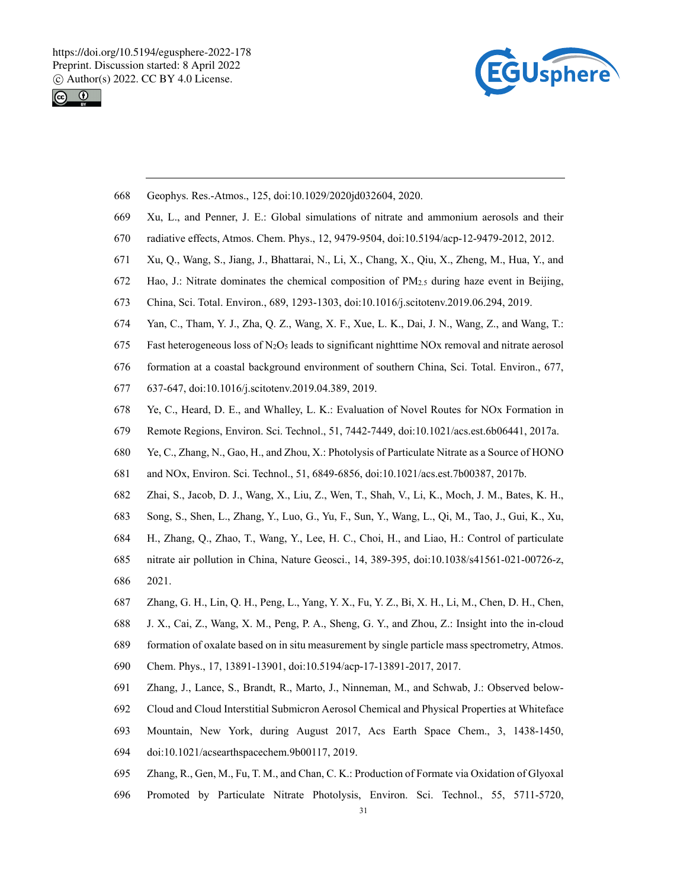Geophys. Res.-Atmos., 125, doi:10.1029/2020jd032604, 2020.

Xu, L., and Penner, J. E.: Global simulations of nitrate and ammonium aerosols and their radiative effects, Atmos. Chem. Phys., 12, 9479-9504, doi:10.5194/acp-12-9479-2012, 2012.

Xu, Q., Wang, S., Jiang, J., Bhattarai, N., Li, X., Chang, X., Qiu, X., Zheng, M., Hua, Y., and Hao, J.: Nitrate dominates the chemical composition of $PM_{2.5}$ during haze event in Beijing, China, Sci. Total. Environ., 689, 1293-1303, doi:10.1016/j.scitotenv.2019.06.294, 2019.

Yan, C., Tham, Y. J., Zha, Q. Z., Wang, X. F., Xue, L. K., Dai, J. N., Wang, Z., and Wang, T.: Fast heterogeneous loss of $N_2O_5$ leads to significant nighttime NOx removal and nitrate aerosol formation at a coastal background environment of southern China, Sci. Total. Environ., 677, 637-647, doi:10.1016/j.scitotenv.2019.04.389, 2019.

Ye, C., Heard, D. E., and Whalley, L. K.: Evaluation of Novel Routes for NOx Formation in Remote Regions, Environ. Sci. Technol., 51, 7442-7449, doi:10.1021/acs.est.6b06441, 2017a.

Ye, C., Zhang, N., Gao, H., and Zhou, X.: Photolysis of Particulate Nitrate as a Source of HONO and NOx, Environ. Sci. Technol., 51, 6849-6856, doi:10.1021/acs.est.7b00387, 2017b.

Zhai, S., Jacob, D. J., Wang, X., Liu, Z., Wen, T., Shah, V., Li, K., Moch, J. M., Bates, K. H., Song, S., Shen, L., Zhang, Y., Luo, G., Yu, F., Sun, Y., Wang, L., Qi, M., Tao, J., Gui, K., Xu, H., Zhang, Q., Zhao, T., Wang, Y., Lee, H. C., Choi, H., and Liao, H.: Control of particulate nitrate air pollution in China, Nature Geosci., 14, 389-395, doi:10.1038/s41561-021-00726-z, 2021.

Zhang, G. H., Lin, Q. H., Peng, L., Yang, Y. X., Fu, Y. Z., Bi, X. H., Li, M., Chen, D. H., Chen, J. X., Cai, Z., Wang, X. M., Peng, P. A., Sheng, G. Y., and Zhou, Z.: Insight into the in-cloud formation of oxalate based on in situ measurement by single particle mass spectrometry, Atmos. Chem. Phys., 17, 13891-13901, doi:10.5194/acp-17-13891-2017, 2017.

Zhang, J., Lance, S., Brandt, R., Marto, J., Ninneman, M., and Schwab, J.: Observed below-Cloud and Cloud Interstitial Submicron Aerosol Chemical and Physical Properties at Whiteface Mountain, New York, during August 2017, Acs Earth Space Chem., 3, 1438-1450, doi:10.1021/acsearthspacechem.9b00117, 2019.

Zhang, R., Gen, M., Fu, T. M., and Chan, C. K.: Production of Formate via Oxidation of Glyoxal Promoted by Particulate Nitrate Photolysis, Environ. Sci. Technol., 55, 5711-5720,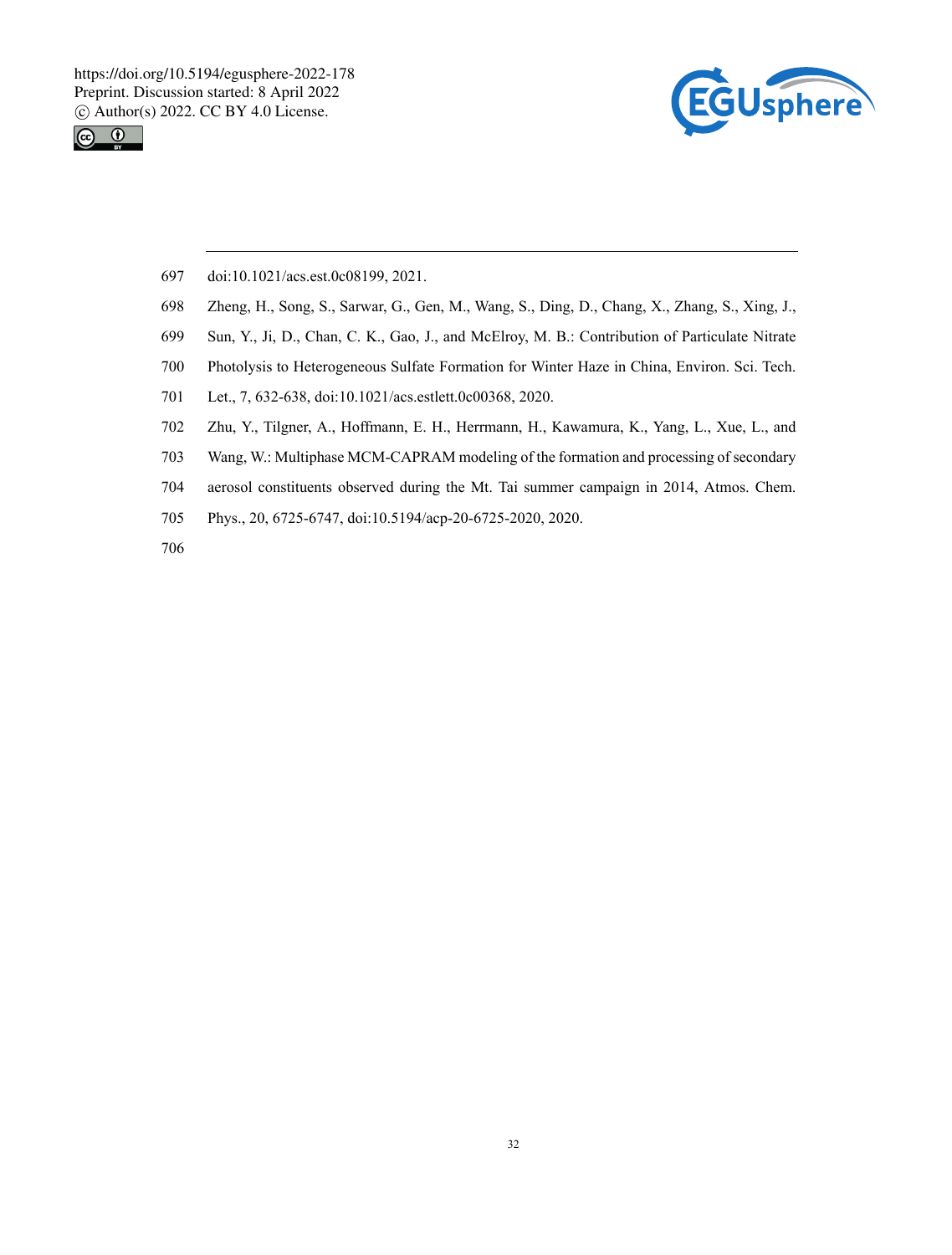doi:10.1021/acs.est.0c08199, 2021.

Zheng, H., Song, S., Sarwar, G., Gen, M., Wang, S., Ding, D., Chang, X., Zhang, S., Xing, J., Sun, Y., Ji, D., Chan, C. K., Gao, J., and McElroy, M. B.: Contribution of Particulate Nitrate Photolysis to Heterogeneous Sulfate Formation for Winter Haze in China, Environ. Sci. Tech. Let., 7, 632-638, doi:10.1021/acs.estlett.0c00368, 2020.

Zhu, Y., Tilgner, A., Hoffmann, E. H., Herrmann, H., Kawamura, K., Yang, L., Xue, L., and Wang, W.: Multiphase MCM-CAPRAM modeling of the formation and processing of secondary aerosol constituents observed during the Mt. Tai summer campaign in 2014, Atmos. Chem. Phys., 20, 6725-6747, doi:10.5194/acp-20-6725-2020, 2020.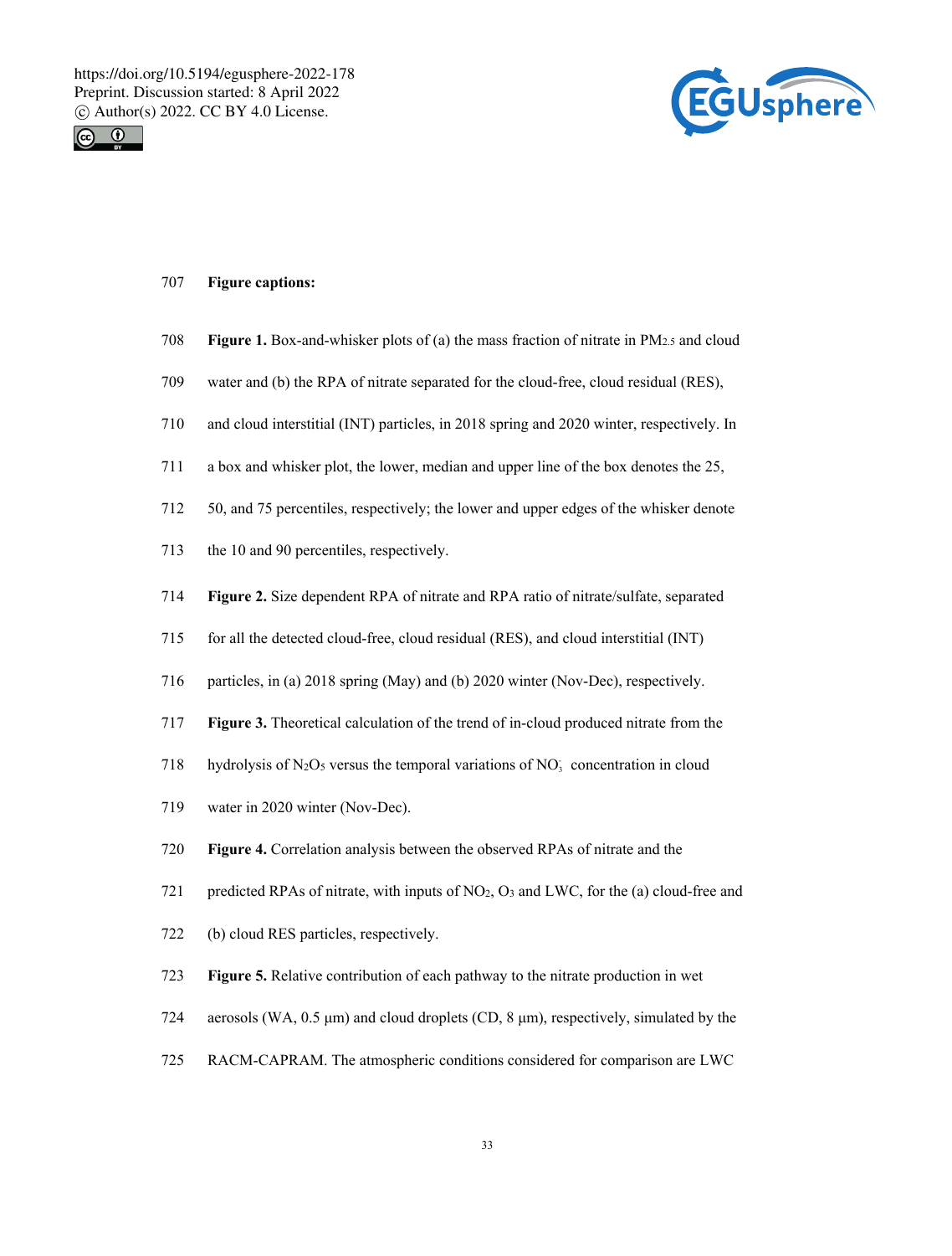**Figure captions:**

**Figure 1.** Box-and-whisker plots of (a) the mass fraction of nitrate in $PM_{2.5}$ and cloud water and (b) the RPA of nitrate separated for the cloud-free, cloud residual (RES), and cloud interstitial (INT) particles, in 2018 spring and 2020 winter, respectively. In a box and whisker plot, the lower, median and upper line of the box denotes the 25, 50, and 75 percentiles, respectively; the lower and upper edges of the whisker denote the 10 and 90 percentiles, respectively.

**Figure 2.** Size dependent RPA of nitrate and RPA ratio of nitrate/sulfate, separated for all the detected cloud-free, cloud residual (RES), and cloud interstitial (INT) particles, in (a) 2018 spring (May) and (b) 2020 winter (Nov-Dec), respectively.

**Figure 3.** Theoretical calculation of the trend of in-cloud produced nitrate from the hydrolysis of $N_2O_5$ versus the temporal variations of $NO_3^-$ concentration in cloud water in 2020 winter (Nov-Dec).

**Figure 4.** Correlation analysis between the observed RPAs of nitrate and the predicted RPAs of nitrate, with inputs of $NO_2$, $O_3$ and LWC, for the (a) cloud-free and (b) cloud RES particles, respectively.

**Figure 5.** Relative contribution of each pathway to the nitrate production in wet aerosols (WA, 0.5 μm) and cloud droplets (CD, 8 μm), respectively, simulated by the RACM-CAPRAM. The atmospheric conditions considered for comparison are LWC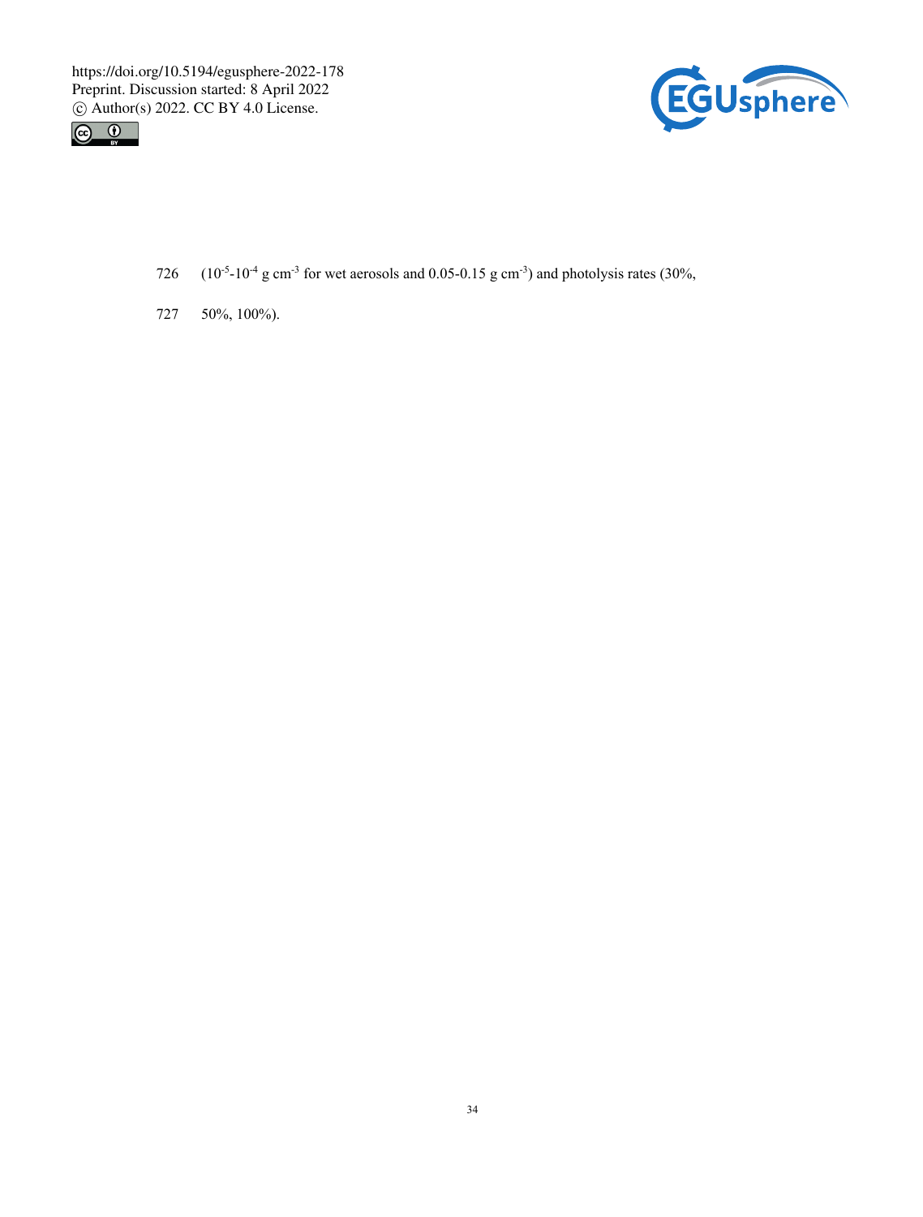($10^{-5}$-$10^{-4}$ g cm$^{-3}$ for wet aerosols and 0.05-0.15 g cm$^{-3}$) and photolysis rates (30%, 50%, 100%).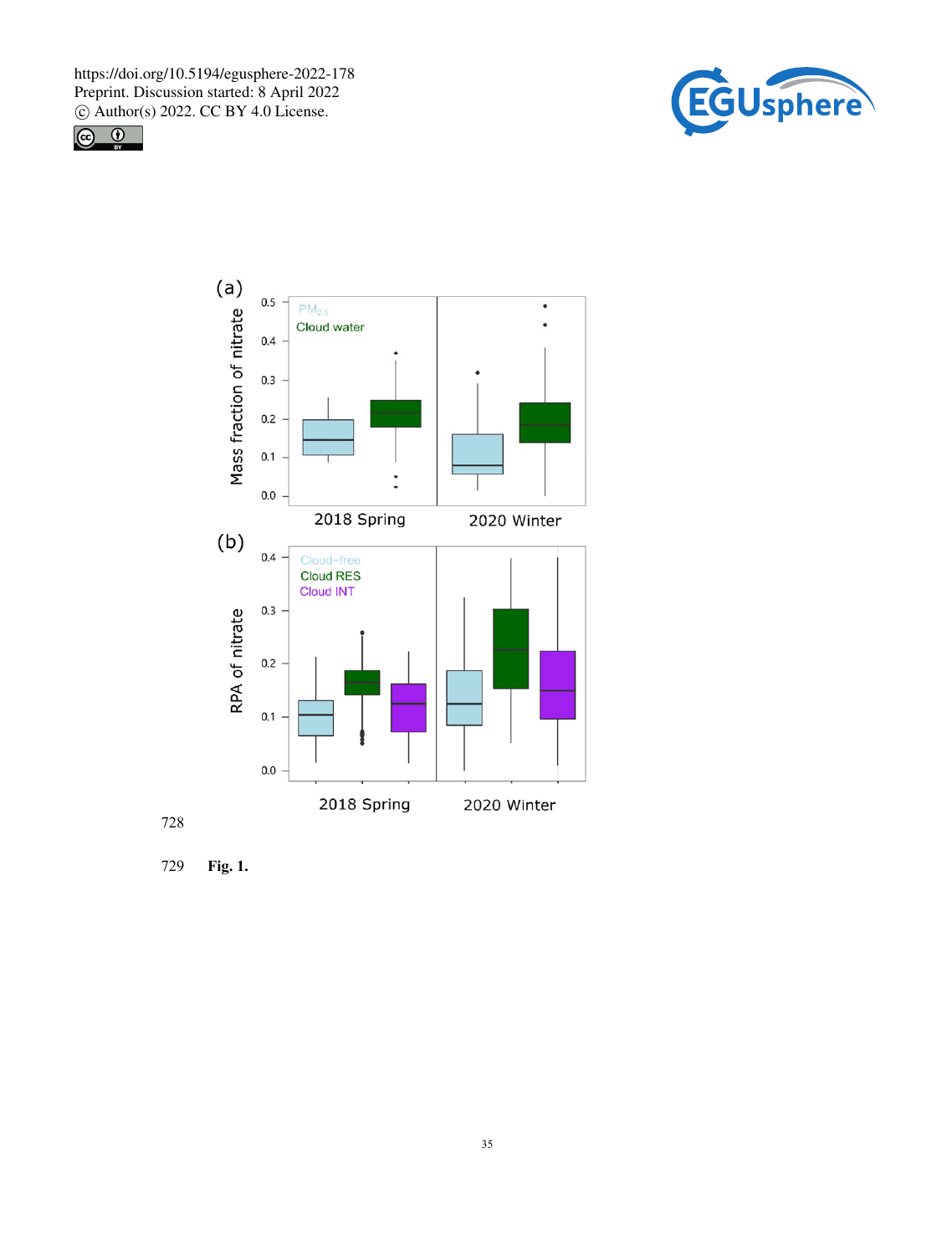Fig. 1.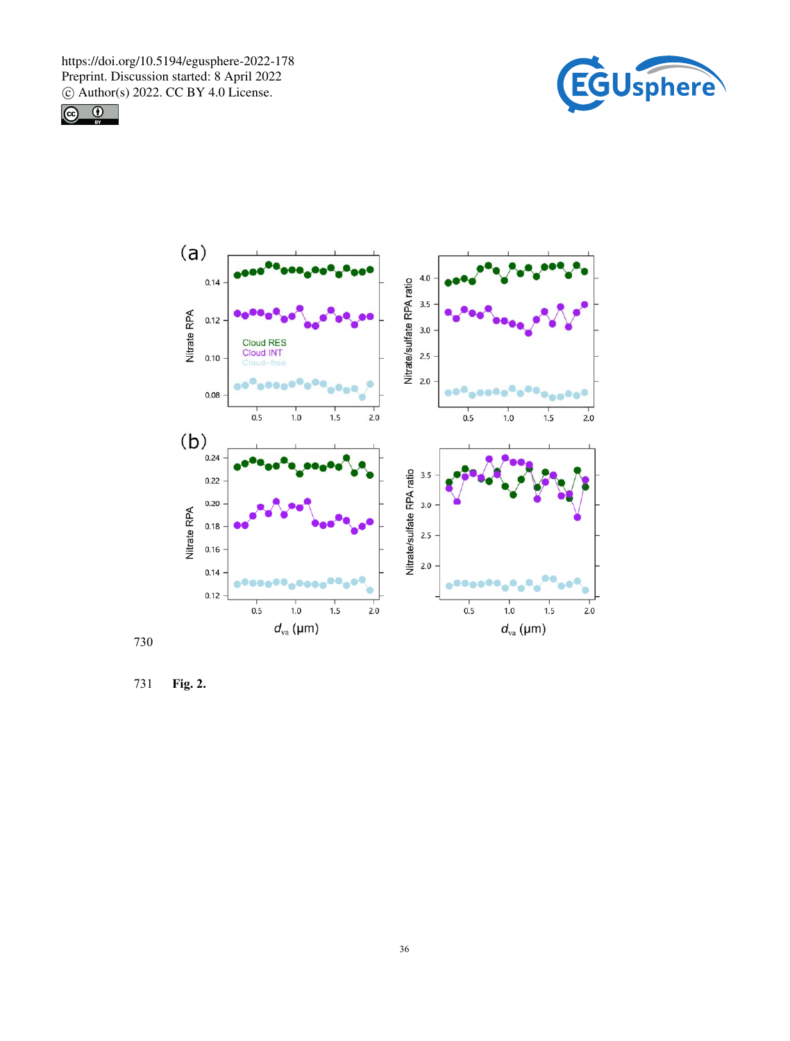730

731 **Fig. 2.**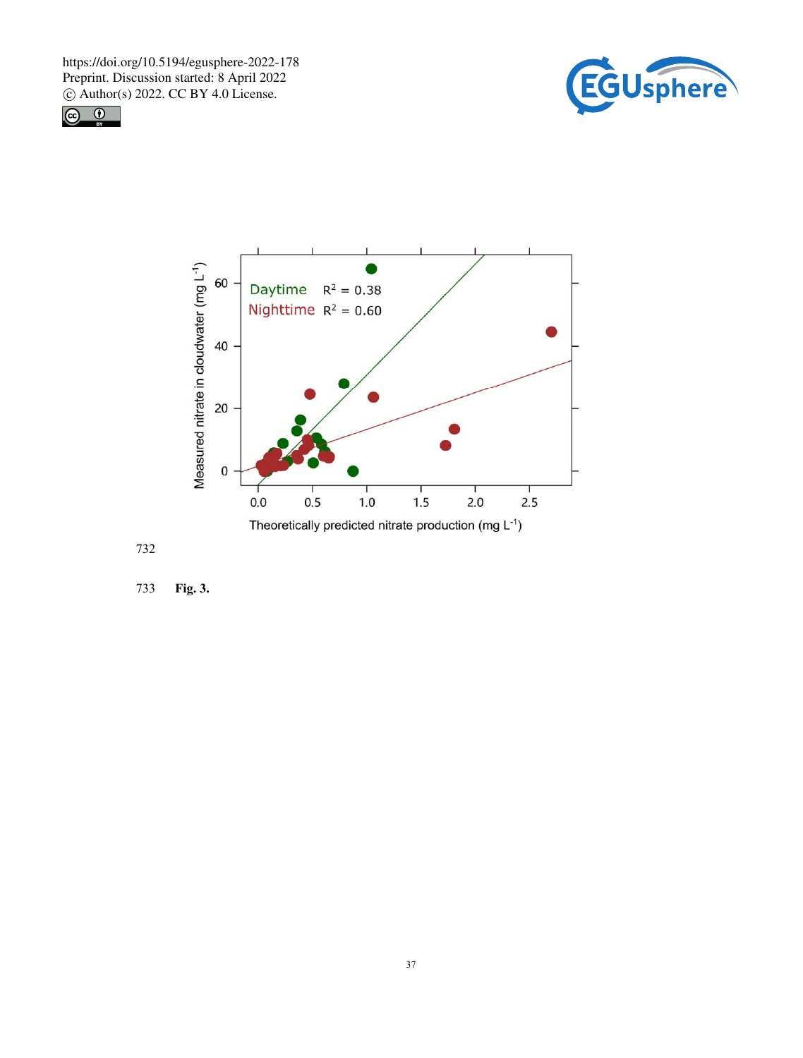732

733 **Fig. 3.**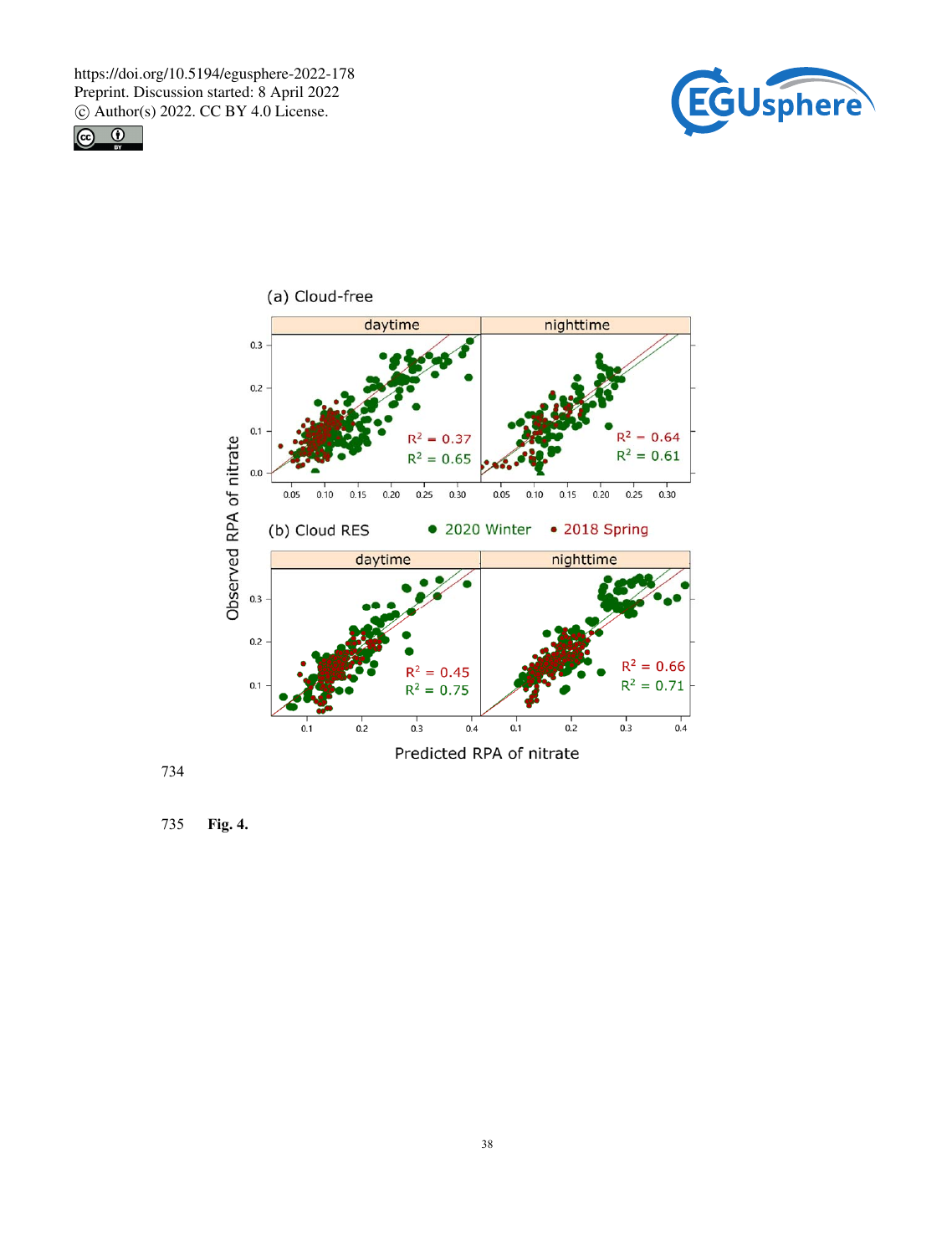(a) Cloud-free

(b) Cloud RES

Fig. 4.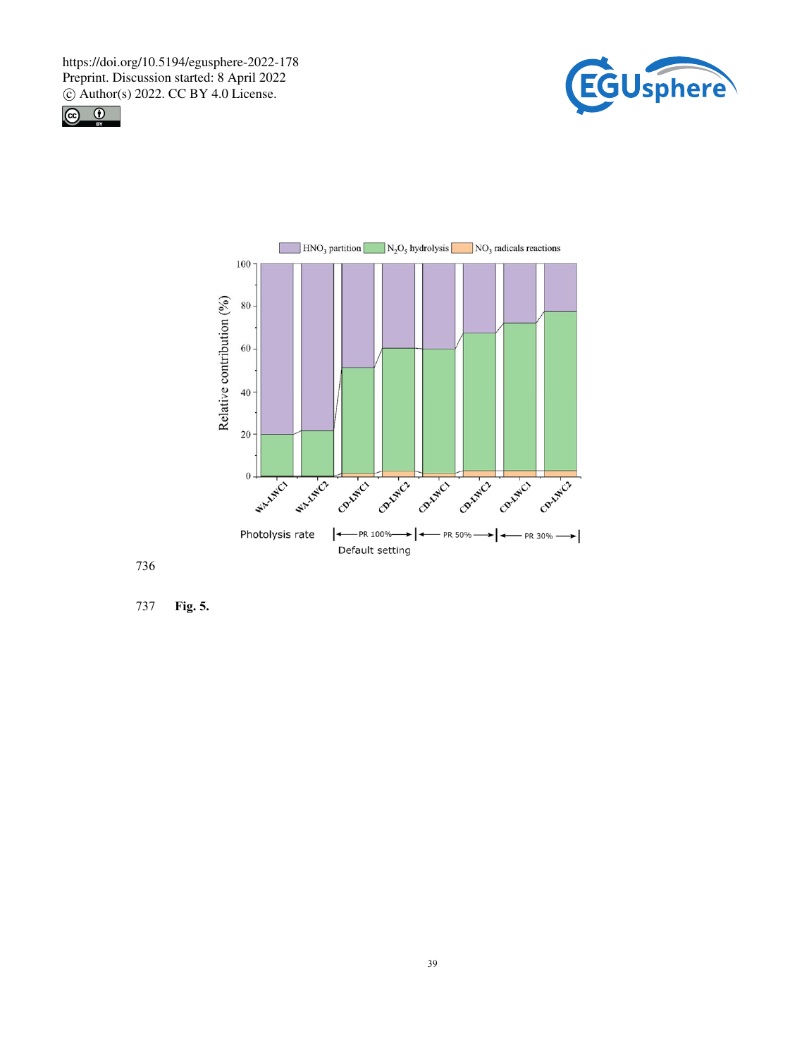$HNO_3$ partition
$N_2O_5$ hydrolysis
$NO_3$ radicals reactions

Relative contribution (%)

100
80
60
40
20
0

WA-LWC1
WA-LWC2
CD-LWC1
CD-LWC2
CD-LWC1
CD-LWC2
CD-LWC1
CD-LWC2

Photolysis rate
PR 100%
Default setting
PR 50%
PR 30%

**Fig. 5.**